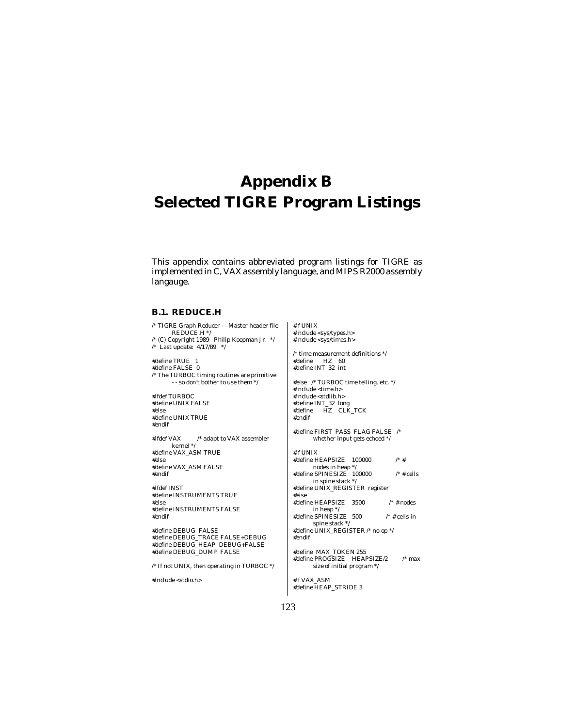# Appendix B
# Selected TIGRE Program Listings

This appendix contains abbreviated program listings for TIGRE as implemented in C, VAX assembly language, and MIPS R2000 assembly langauge.

## B.1. REDUCE.H

```
/* TIGRE Graph Reducer - - Master header file
        REDUCE.H */
/* (C) Copyright 1989  Philip Koopman Jr.  */
/*  Last update:  4/17/89   */

#define TRUE   1
#define FALSE  0
/* The TURBOC timing routines are primitive
        - - so don't bother to use them */

#ifdef TURBOC
#define UNIX FALSE
#else
#define UNIX TRUE
#endif

#ifdef VAX         /* adapt to VAX assembler
        kernel */
#define VAX_ASM TRUE
#else
#define VAX_ASM FALSE
#endif

#ifdef INST
#define INSTRUMENTS TRUE
#else
#define INSTRUMENTS FALSE
#endif

#define DEBUG  FALSE
#define DEBUG_TRACE FALSE+DEBUG
#define DEBUG_HEAP  DEBUG+FALSE
#define DEBUG_DUMP  FALSE

/* If not UNIX, then operating in TURBOC */

#include <stdio.h>

#if UNIX
#include <sys/types.h>
#include <sys/times.h>

/* time measurement definitions */
#define     HZ    60
#define INT_32  int

#else   /* TURBOC time telling, etc. */
#include <time.h>
#include <stdlib.h>
#define INT_32  long
#define     HZ    CLK_TCK
#endif

#define FIRST_PASS_FLAG FALSE   /*
        whether input gets echoed */

#if UNIX
#define HEAPSIZE    100000            /* #
        nodes in heap */
#define SPINESIZE   100000            /* # cells
        in spine stack */
#define UNIX_REGISTER  register
#else
#define HEAPSIZE    3500             /* # nodes
        in heap */
#define SPINESIZE   500              /* # cells in
        spine stack */
#define UNIX_REGISTER /* no-op */
#endif

#define  MAX_TOKEN 255
#define PROGSIZE    HEAPSIZE/2        /* max
        size of initial program */

#if VAX_ASM
#define HEAP_STRIDE 3
```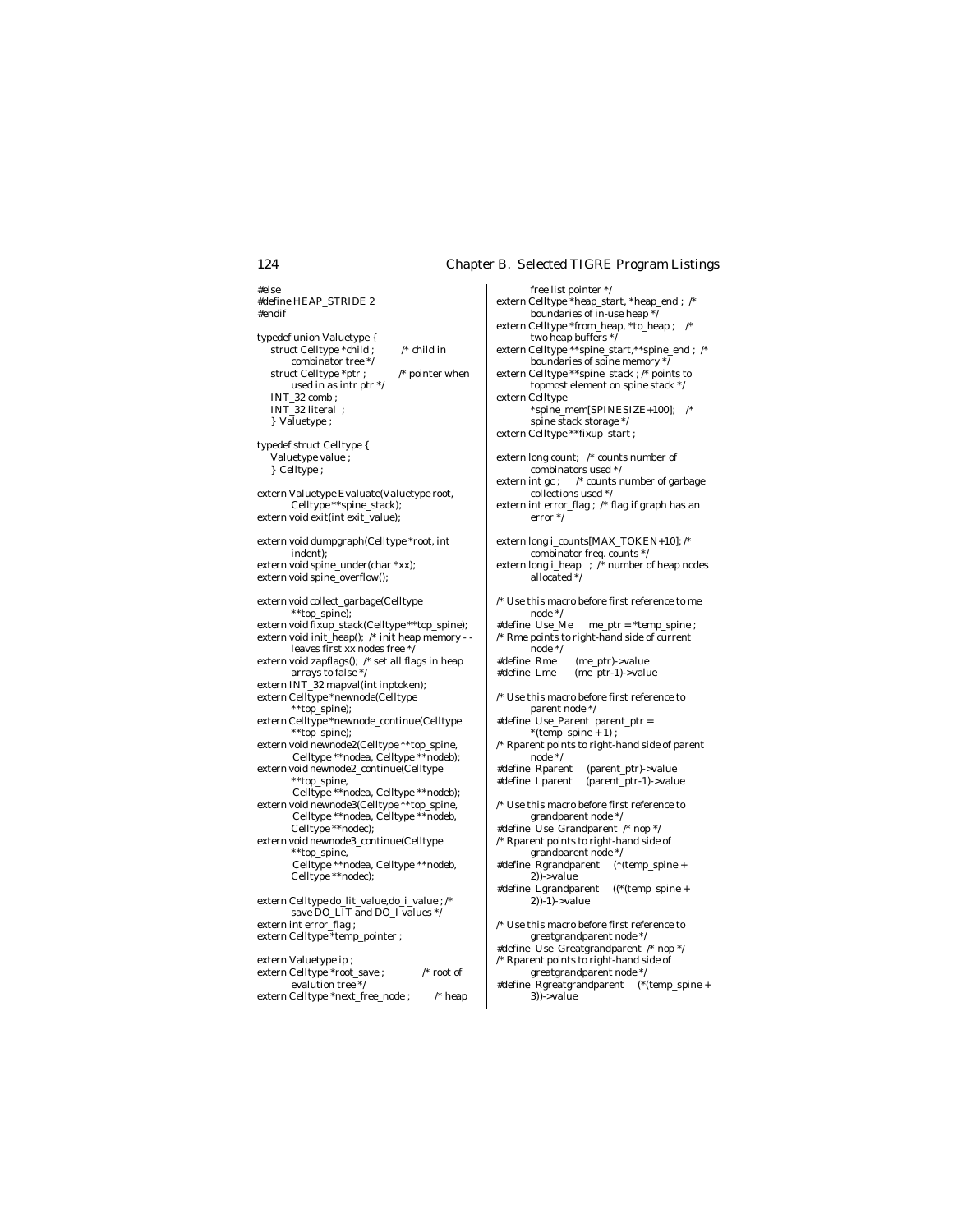```
#else
#define HEAP_STRIDE 2
#endif

typedef union Valuetype {
    struct Celltype *child ;          /* child in
            combinator tree */
    struct Celltype *ptr ;            /* pointer when
            used in as intr ptr */
    INT_32 comb ;
    INT_32 literal  ;
    } Valuetype ;

typedef struct Celltype {
    Valuetype value ;
    } Celltype ;

extern Valuetype Evaluate(Valuetype root,
            Celltype **spine_stack);
extern void exit(int exit_value);

extern void dumpgraph(Celltype *root, int
            indent);
extern void spine_under(char *xx);
extern void spine_overflow();

extern void collect_garbage(Celltype
            **top_spine);
extern void fixup_stack(Celltype **top_spine);
extern void init_heap();  /* init heap memory - -
            leaves first xx nodes free */
extern void zapflags();  /* set all flags in heap
            arrays to false */
extern INT_32 mapval(int inptoken);
extern Celltype *newnode(Celltype
            **top_spine);
extern Celltype *newnode_continue(Celltype
            **top_spine);
extern void newnode2(Celltype **top_spine,
             Celltype **nodea, Celltype **nodeb);
extern void newnode2_continue(Celltype
            **top_spine,
             Celltype **nodea, Celltype **nodeb);
extern void newnode3(Celltype **top_spine,
             Celltype **nodea, Celltype **nodeb,
            Celltype **nodec);
extern void newnode3_continue(Celltype
            **top_spine,
             Celltype **nodea, Celltype **nodeb,
            Celltype **nodec);

extern Celltype do_lit_value,do_i_value ; /*
            save DO_LIT and DO_I values */
extern int error_flag ;
extern Celltype *temp_pointer ;

extern Valuetype ip ;
extern Celltype *root_save ;              /* root of
            evalution tree */
extern Celltype *next_free_node ;         /* heap
            free list pointer */
extern Celltype *heap_start, *heap_end ;  /*
            boundaries of in-use heap */
extern Celltype *from_heap, *to_heap ;    /*
            two heap buffers */
extern Celltype **spine_start,**spine_end ;  /*
            boundaries of spine memory */
extern Celltype **spine_stack ; /* points to
            topmost element on spine stack */
extern Celltype
            *spine_mem[SPINESIZE+100];    /*
            spine stack storage */
extern Celltype **fixup_start ;

extern long count;   /* counts number of
            combinators used */
extern int gc ;      /* counts number of garbage
            collections used */
extern int error_flag ;  /* flag if graph has an
            error */

extern long i_counts[MAX_TOKEN+10]; /*
            combinator freq. counts */
extern long i_heap   ;  /* number of heap nodes
            allocated */

/* Use this macro before first reference to me
            node */
#define  Use_Me      me_ptr = *temp_spine ;
/* Rme points to right-hand side of current
            node */
#define  Rme       (me_ptr)->value
#define  Lme       (me_ptr-1)->value

/* Use this macro before first reference to
            parent node */
#define  Use_Parent  parent_ptr =
            *(temp_spine + 1) ;
/* Rparent points to right-hand side of parent
            node */
#define  Rparent     (parent_ptr)->value
#define  Lparent     (parent_ptr-1)->value

/* Use this macro before first reference to
            grandparent node */
#define  Use_Grandparent  /* nop */
/* Rparent points to right-hand side of
            grandparent node */
#define  Rgrandparent     (*(temp_spine +
            2))->value
#define  Lgrandparent     ((*(temp_spine +
            2))-1)->value

/* Use this macro before first reference to
            greatgrandparent node */
#define  Use_Greatgrandparent  /* nop */
/* Rparent points to right-hand side of
            greatgrandparent node */
#define  Rgreatgrandparent     (*(temp_spine +
            3))->value
```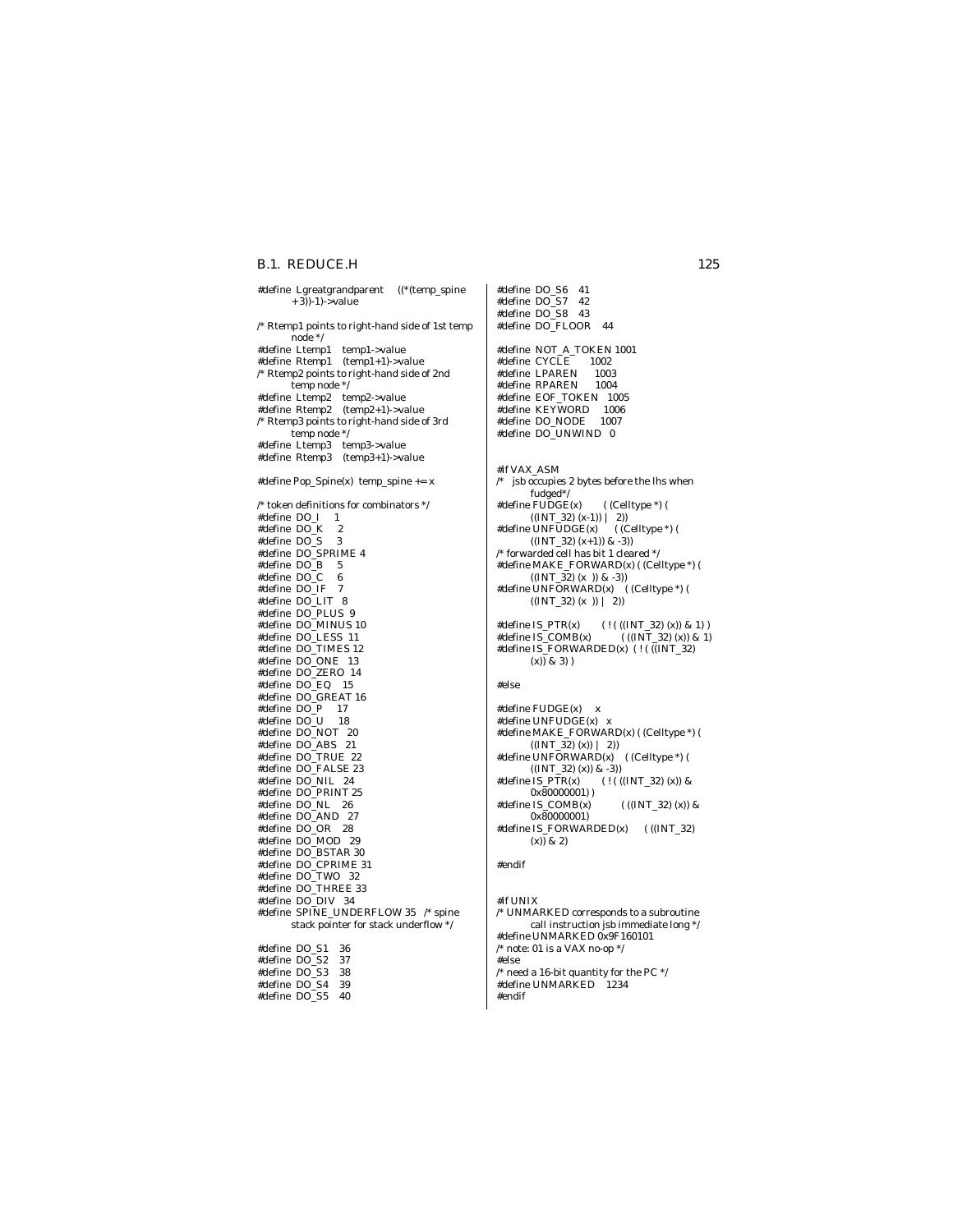```c
#define  Lgreatgrandparent   ((*(temp_spine
        +3))-1)->value

/* Rtemp1 points to right-hand side of 1st temp
        node */
#define  Ltemp1    temp1->value
#define  Rtemp1    (temp1+1)->value
/* Rtemp2 points to right-hand side of 2nd
        temp node */
#define  Ltemp2    temp2->value
#define  Rtemp2    (temp2+1)->value
/* Rtemp3 points to right-hand side of 3rd
        temp node */
#define  Ltemp3    temp3->value
#define  Rtemp3    (temp3+1)->value

#define Pop_Spine(x)  temp_spine += x

/* token definitions for combinators */
#define  DO_I      1
#define  DO_K      2
#define  DO_S      3
#define  DO_SPRIME 4
#define  DO_B      5
#define  DO_C      6
#define  DO_IF     7
#define  DO_LIT    8
#define  DO_PLUS   9
#define  DO_MINUS 10
#define  DO_LESS  11
#define  DO_TIMES 12
#define  DO_ONE   13
#define  DO_ZERO  14
#define  DO_EQ    15
#define  DO_GREAT 16
#define  DO_P     17
#define  DO_U     18
#define  DO_NOT   20
#define  DO_ABS   21
#define  DO_TRUE  22
#define  DO_FALSE 23
#define  DO_NIL   24
#define  DO_PRINT 25
#define  DO_NL    26
#define  DO_AND   27
#define  DO_OR    28
#define  DO_MOD   29
#define  DO_BSTAR 30
#define  DO_CPRIME 31
#define  DO_TWO   32
#define  DO_THREE 33
#define  DO_DIV   34
#define  SPINE_UNDERFLOW 35   /* spine
        stack pointer for stack underflow */

#define  DO_S1    36
#define  DO_S2    37
#define  DO_S3    38
#define  DO_S4    39
#define  DO_S5    40
#define  DO_S6    41
#define  DO_S7    42
#define  DO_S8    43
#define  DO_FLOOR    44

#define  NOT_A_TOKEN 1001
#define  CYCLE      1002
#define  LPAREN     1003
#define  RPAREN     1004
#define  EOF_TOKEN  1005
#define  KEYWORD    1006
#define  DO_NODE    1007
#define  DO_UNWIND   0


#if VAX_ASM
/*   jsb occupies 2 bytes before the lhs when
        fudged*/
#define FUDGE(x)       ( (Celltype *) (
        ((INT_32) (x-1)) |   2))
#define UNFUDGE(x)     ( (Celltype *) (
        ((INT_32) (x+1)) & -3))
/* forwarded cell has bit 1 cleared */
#define MAKE_FORWARD(x) ( (Celltype *) (
        ((INT_32) (x  )) & -3))
#define UNFORWARD(x)    ( (Celltype *) (
        ((INT_32) (x  )) |   2))

#define IS_PTR(x)       ( ! ( ((INT_32) (x)) & 1) )
#define IS_COMB(x)         ( ((INT_32) (x)) & 1)
#define IS_FORWARDED(x)  ( ! ( ((INT_32)
        (x)) & 3) )

#else

#define FUDGE(x)    x
#define UNFUDGE(x)   x
#define MAKE_FORWARD(x) ( (Celltype *) (
        ((INT_32) (x)) |   2))
#define UNFORWARD(x)    ( (Celltype *) (
        ((INT_32) (x)) & -3))
#define IS_PTR(x)       ( ! ( ((INT_32) (x) &
        0x80000001) )
#define IS_COMB(x)         ( ((INT_32) (x) &
        0x80000001)
#define IS_FORWARDED(x)     ( ((INT_32)
        (x)) & 2)

#endif


#if UNIX
/* UNMARKED corresponds to a subroutine
        call instruction jsb immediate long */
#define UNMARKED 0x9F160101
/* note: 01 is a VAX no-op */
#else
/* need a 16-bit quantity for the PC */
#define UNMARKED    1234
#endif
```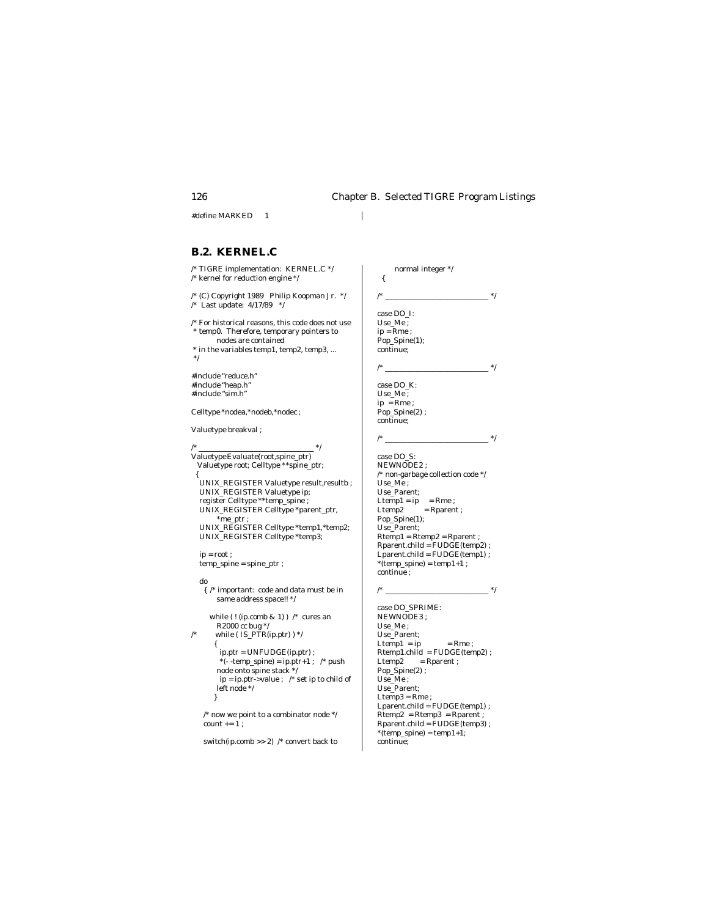```
#define MARKED     1
```

## B.2. KERNEL.C

```
/* TIGRE implementation:  KERNEL.C */
/* kernel for reduction engine */

/* (C) Copyright 1989   Philip Koopman Jr.  */
/*  Last update:  4/17/89   */

/* For historical reasons, this code does not use
 * temp0.  Therefore, temporary pointers to
         nodes are contained
 * in the variables temp1, temp2, temp3, ...
 */

#include "reduce.h"
#include "heap.h"
#include "sim.h"

Celltype *nodea,*nodeb,*nodec ;

Valuetype breakval ;

/* ______________________________ */
ValuetypeEvaluate(root,spine_ptr)
  Valuetype root; Celltype **spine_ptr;
  {
   UNIX_REGISTER Valuetype result,resultb ;
   UNIX_REGISTER Valuetype ip;
   register Celltype **temp_spine ;
   UNIX_REGISTER Celltype *parent_ptr,
         *me_ptr ;
   UNIX_REGISTER Celltype *temp1,*temp2;
   UNIX_REGISTER Celltype *temp3;

   ip = root ;
   temp_spine = spine_ptr ;

   do
    { /* important:  code and data must be in
         same address space!! */

       while ( ! (ip.comb & 1) )  /*  cures an
         R2000 cc bug */
/*        while ( IS_PTR(ip.ptr) ) */
         {
          ip.ptr = UNFUDGE(ip.ptr) ;
          *(- -temp_spine) = ip.ptr+1 ;   /* push
         node onto spine stack */
          ip = ip.ptr->value ;   /* set ip to child of
         left node */
         }

     /* now we point to a combinator node */
     count += 1 ;

     switch(ip.comb >> 2)  /* convert back to
         normal integer */
   {

/* ___________________________ */

case DO_I:
Use_Me ;
ip = Rme ;
Pop_Spine(1);
continue;

/* ___________________________ */

case DO_K:
Use_Me ;
ip  = Rme ;
Pop_Spine(2) ;
continue;

/* ___________________________ */

case DO_S:
NEWNODE2 ;
/* non-garbage collection code */
Use_Me ;
Use_Parent;
Ltemp1 = ip     = Rme ;
Ltemp2         = Rparent ;
Pop_Spine(1);
Use_Parent;
Rtemp1 = Rtemp2 = Rparent ;
Rparent.child = FUDGE(temp2) ;
Lparent.child = FUDGE(temp1) ;
*(temp_spine) = temp1+1 ;
continue ;

/* ___________________________ */

case DO_SPRIME:
NEWNODE3 ;
Use_Me ;
Use_Parent;
Ltemp1  = ip           = Rme ;
Rtemp1.child  = FUDGE(temp2) ;
Ltemp2       = Rparent ;
Pop_Spine(2) ;
Use_Me ;
Use_Parent;
Ltemp3 = Rme ;
Lparent.child = FUDGE(temp1) ;
Rtemp2  = Rtemp3  = Rparent ;
Rparent.child = FUDGE(temp3) ;
*(temp_spine) = temp1+1;
continue;
```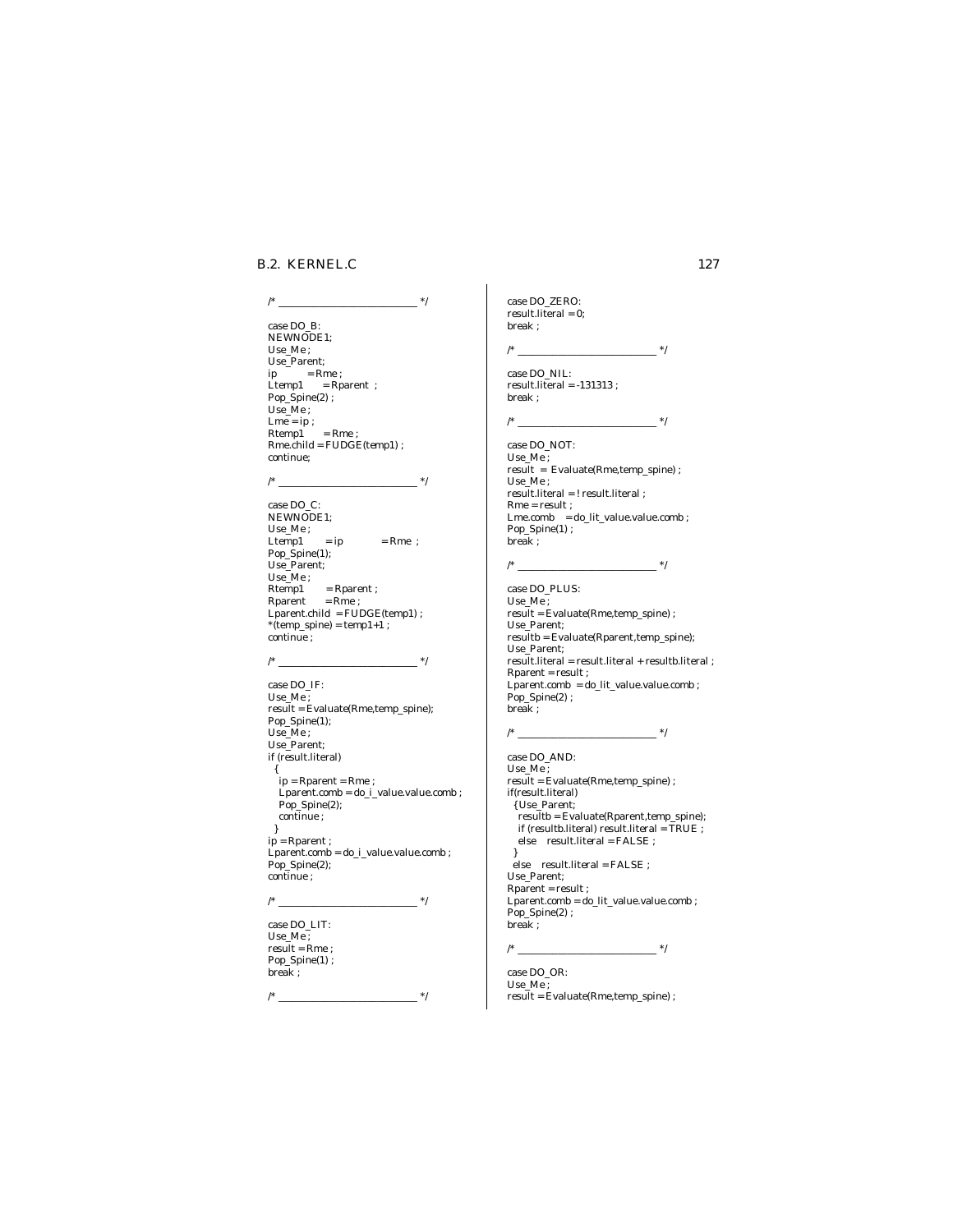```c
/* ________________________________ */

case DO_B:
NEWNODE1;
Use_Me ;
Use_Parent;
ip          = Rme ;
Ltemp1      = Rparent  ;
Pop_Spine(2) ;
Use_Me ;
Lme = ip ;
Rtemp1      = Rme ;
Rme.child = FUDGE(temp1) ;
continue;

/* ________________________________ */

case DO_C:
NEWNODE1;
Use_Me ;
Ltemp1      = ip            = Rme  ;
Pop_Spine(1);
Use_Parent;
Use_Me ;
Rtemp1      = Rparent ;
Rparent     = Rme ;
Lparent.child  = FUDGE(temp1) ;
*(temp_spine) = temp1+1 ;
continue ;

/* ________________________________ */

case DO_IF:
Use_Me ;
result = Evaluate(Rme,temp_spine);
Pop_Spine(1);
Use_Me ;
Use_Parent;
if (result.literal)
  {
   ip = Rparent = Rme ;
   Lparent.comb = do_i_value.value.comb ;
   Pop_Spine(2);
   continue ;
  }
ip = Rparent ;
Lparent.comb = do_i_value.value.comb ;
Pop_Spine(2);
continue ;

/* ________________________________ */

case DO_LIT:
Use_Me ;
result = Rme ;
Pop_Spine(1) ;
break ;

/* ________________________________ */

case DO_ZERO:
result.literal = 0;
break ;

/* ________________________________ */

case DO_NIL:
result.literal = -131313 ;
break ;

/* ________________________________ */

case DO_NOT:
Use_Me ;
result  = Evaluate(Rme,temp_spine) ;
Use_Me ;
result.literal = ! result.literal ;
Rme = result ;
Lme.comb    = do_lit_value.value.comb ;
Pop_Spine(1) ;
break ;

/* ________________________________ */

case DO_PLUS:
Use_Me ;
result = Evaluate(Rme,temp_spine) ;
Use_Parent;
resultb = Evaluate(Rparent,temp_spine);
Use_Parent;
result.literal = result.literal + resultb.literal ;
Rparent = result ;
Lparent.comb  = do_lit_value.value.comb ;
Pop_Spine(2) ;
break ;

/* ________________________________ */

case DO_AND:
Use_Me ;
result = Evaluate(Rme,temp_spine) ;
if(result.literal)
  {Use_Parent;
   resultb = Evaluate(Rparent,temp_spine);
   if (resultb.literal) result.literal = TRUE ;
   else    result.literal = FALSE ;
  }
 else    result.literal = FALSE ;
Use_Parent;
Rparent = result ;
Lparent.comb = do_lit_value.value.comb ;
Pop_Spine(2) ;
break ;

/* ________________________________ */

case DO_OR:
Use_Me ;
result = Evaluate(Rme,temp_spine) ;
```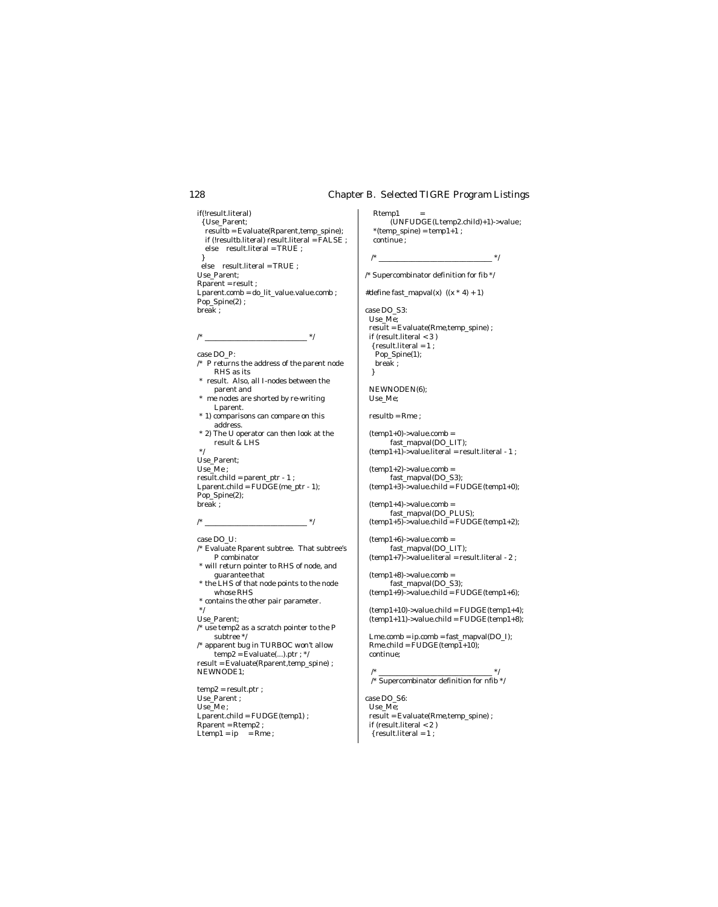```
  if(!result.literal)
   {Use_Parent;
    resultb = Evaluate(Rparent,temp_spine);
    if (!resultb.literal) result.literal = FALSE ;
    else    result.literal = TRUE ;
   }
  else    result.literal = TRUE ;
Use_Parent;
Rparent = result ;
Lparent.comb = do_lit_value.value.comb ;
Pop_Spine(2) ;
break ;


/* ____________________________ */

case DO_P:
/*  P returns the address of the parent node
        RHS as its
 *  result.  Also, all I-nodes between the
        parent and
 *  me nodes are shorted by re-writing
        Lparent.
 * 1) comparisons can compare on this
        address.
 * 2) The U operator can then look at the
        result & LHS
 */
Use_Parent;
Use_Me ;
result.child = parent_ptr - 1 ;
Lparent.child = FUDGE(me_ptr - 1);
Pop_Spine(2);
break ;

/* ____________________________ */

case DO_U:
/* Evaluate Rparent subtree.  That subtree's
        P combinator
 * will return pointer to RHS of node, and
        guarantee that
 * the LHS of that node points to the node
        whose RHS
 * contains the other pair parameter.
 */
Use_Parent;
/* use temp2 as a scratch pointer to the P
        subtree */
/* apparent bug in TURBOC won't allow
        temp2 = Evaluate(...).ptr ; */
result = Evaluate(Rparent,temp_spine) ;
NEWNODE1;

temp2 = result.ptr ;
Use_Parent ;
Use_Me ;
Lparent.child = FUDGE(temp1) ;
Rparent = Rtemp2 ;
Ltemp1 = ip     = Rme ;
    Rtemp1        =
          (UNFUDGE(Ltemp2.child)+1)->value;
    *(temp_spine) = temp1+1 ;
    continue ;

   /* ______________________________ */

/* Supercombinator definition for fib */

#define fast_mapval(x)  ((x * 4) + 1)

case DO_S3:
 Use_Me;
 result = Evaluate(Rme,temp_spine) ;
 if (result.literal < 3 )
  {result.literal = 1 ;
   Pop_Spine(1);
   break ;
  }

 NEWNODEN(6);
 Use_Me;

 resultb = Rme ;

 (temp1+0)->value.comb =
          fast_mapval(DO_LIT);
 (temp1+1)->value.literal = result.literal - 1 ;

 (temp1+2)->value.comb =
          fast_mapval(DO_S3);
 (temp1+3)->value.child = FUDGE(temp1+0);

 (temp1+4)->value.comb =
          fast_mapval(DO_PLUS);
 (temp1+5)->value.child = FUDGE(temp1+2);

 (temp1+6)->value.comb =
          fast_mapval(DO_LIT);
 (temp1+7)->value.literal = result.literal - 2 ;

 (temp1+8)->value.comb =
          fast_mapval(DO_S3);
 (temp1+9)->value.child = FUDGE(temp1+6);

 (temp1+10)->value.child = FUDGE(temp1+4);
 (temp1+11)->value.child = FUDGE(temp1+8);

 Lme.comb = ip.comb = fast_mapval(DO_I);
 Rme.child = FUDGE(temp1+10);
 continue;

  /* ______________________________ */
  /* Supercombinator definition for nfib */

case DO_S6:
 Use_Me;
 result = Evaluate(Rme,temp_spine) ;
 if (result.literal < 2 )
  {result.literal = 1 ;
```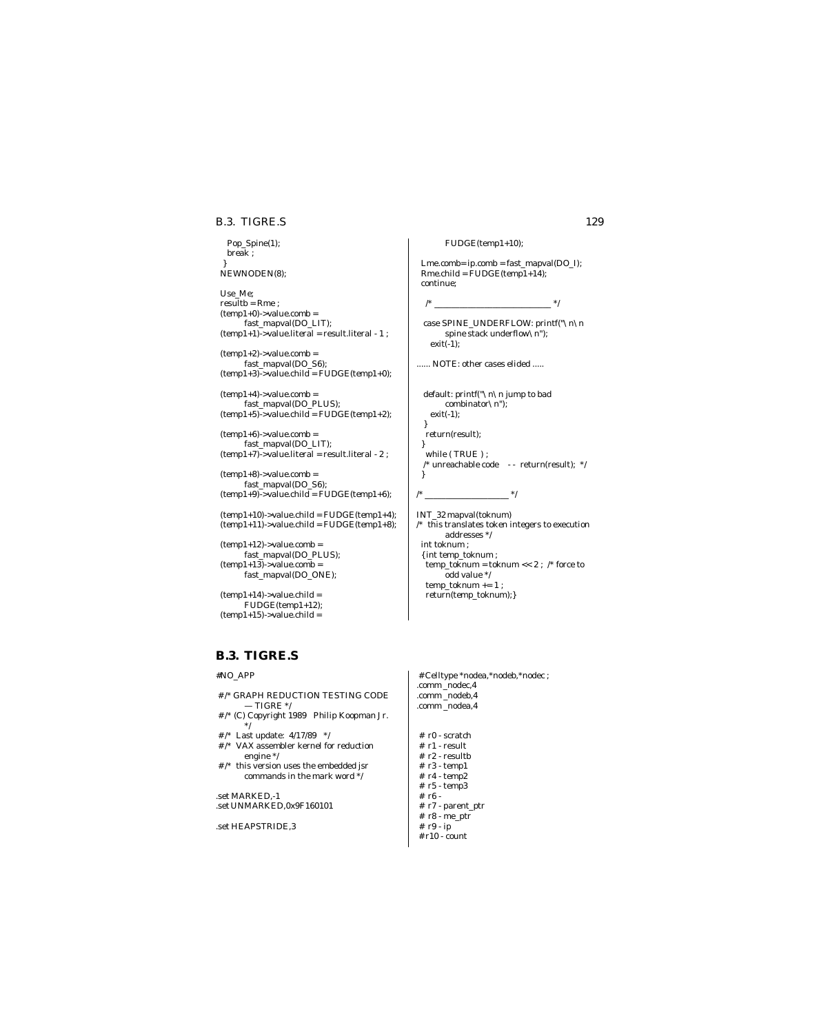```
    Pop_Spine(1);
    break ;
  }
 NEWNODEN(8);

 Use_Me;
 resultb = Rme ;
 (temp1+0)->value.comb =
          fast_mapval(DO_LIT);
 (temp1+1)->value.literal = result.literal - 1 ;

 (temp1+2)->value.comb =
          fast_mapval(DO_S6);
 (temp1+3)->value.child = FUDGE(temp1+0);

 (temp1+4)->value.comb =
          fast_mapval(DO_PLUS);
 (temp1+5)->value.child = FUDGE(temp1+2);

 (temp1+6)->value.comb =
          fast_mapval(DO_LIT);
 (temp1+7)->value.literal = result.literal - 2 ;

 (temp1+8)->value.comb =
          fast_mapval(DO_S6);
 (temp1+9)->value.child = FUDGE(temp1+6);

 (temp1+10)->value.child = FUDGE(temp1+4);
 (temp1+11)->value.child = FUDGE(temp1+8);

 (temp1+12)->value.comb =
          fast_mapval(DO_PLUS);
 (temp1+13)->value.comb =
          fast_mapval(DO_ONE);

 (temp1+14)->value.child =
          FUDGE(temp1+12);
 (temp1+15)->value.child =
          FUDGE(temp1+10);

  Lme.comb= ip.comb = fast_mapval(DO_I);
  Rme.child = FUDGE(temp1+14);
  continue;

   /* ___________________________ */

   case SPINE_UNDERFLOW: printf("\n\n
          spine stack underflow\n");
     exit(-1);

...... NOTE: other cases elided .....


   default: printf("\n\n jump to bad
          combinator\n");
     exit(-1);
   }
   return(result);
  }
   while ( TRUE ) ;
   /* unreachable code   --  return(result);  */
  }

/* ____________________ */

INT_32 mapval(toknum)
/*  this translates token integers to execution
          addresses */
  int toknum ;
  {int temp_toknum ;
   temp_toknum = toknum << 2 ; /* force to
          odd value */
   temp_toknum += 1 ;
   return(temp_toknum);}
```

## B.3. TIGRE.S

```
#NO_APP

 #/* GRAPH REDUCTION TESTING CODE
          — TIGRE */
 #/* (C) Copyright 1989  Philip Koopman Jr.
          */
 #/*  Last update:  4/17/89   */
 #/*  VAX assembler kernel for reduction
          engine */
 #/*  this version uses the embedded jsr
          commands in the mark word */

.set MARKED,-1
.set UNMARKED,0x9F160101

.set HEAPSTRIDE,3

 #Celltype *nodea,*nodeb,*nodec ;
.comm _nodec,4
.comm _nodeb,4
.comm _nodea,4


 # r0 - scratch
 # r1 - result
 # r2 - resultb
 # r3 - temp1
 # r4 - temp2
 # r5 - temp3
 # r6 -
 # r7 - parent_ptr
 # r8 - me_ptr
 # r9 - ip
 #r10 - count
```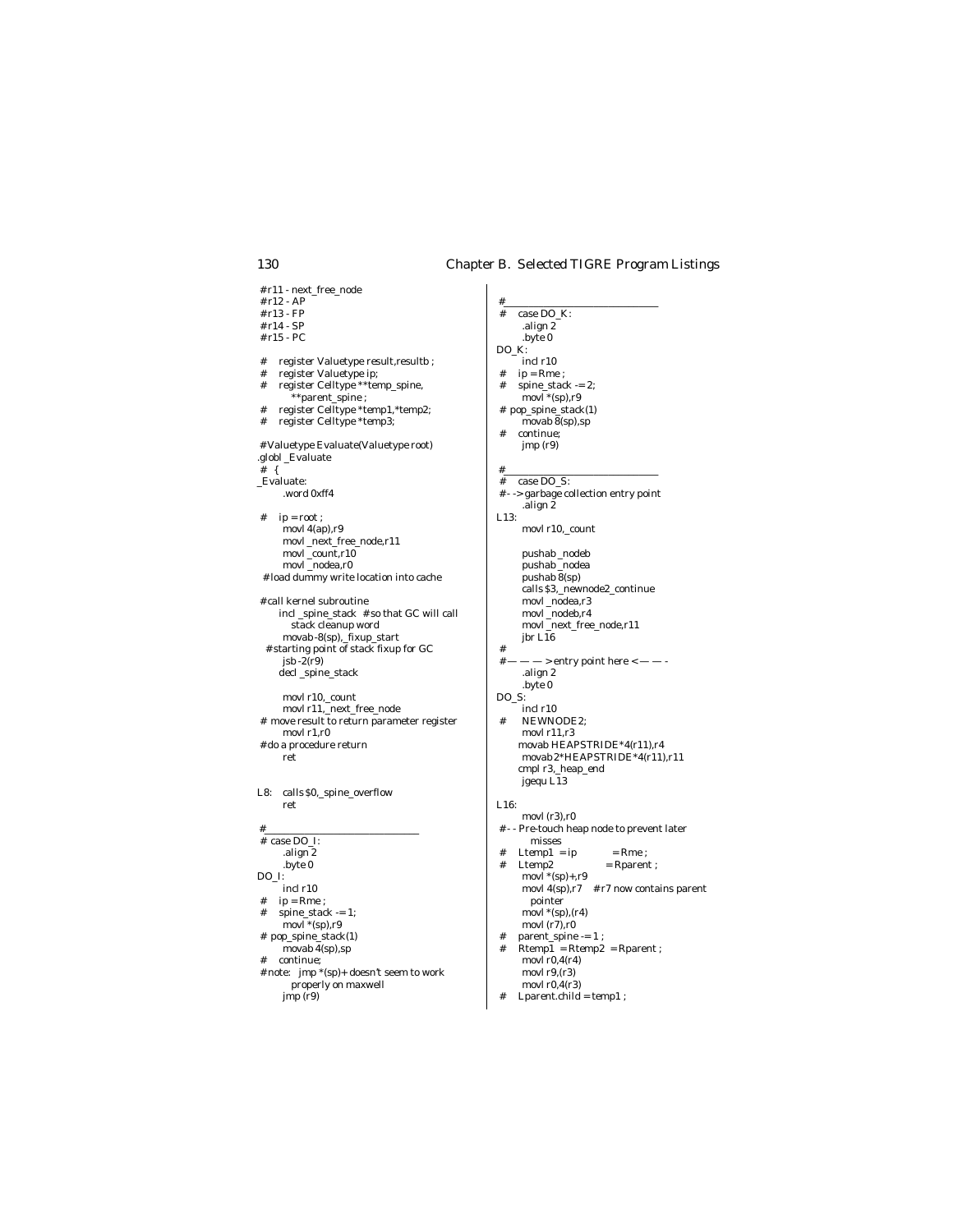```
#r11 - next_free_node
#r12 - AP
#r13 - FP
#r14 - SP
#r15 - PC

#    register Valuetype result,resultb ;
#    register Valuetype ip;
#    register Celltype **temp_spine,
           **parent_spine ;
#    register Celltype *temp1,*temp2;
#    register Celltype *temp3;

#Valuetype Evaluate(Valuetype root)
.globl _Evaluate
# {
_Evaluate:
        .word 0xff4

#    ip = root ;
        movl 4(ap),r9
        movl _next_free_node,r11
        movl _count,r10
        movl _nodea,r0
 #load dummy write location into cache

#call kernel subroutine
      incl _spine_stack  #so that GC will call
          stack cleanup word
        movab -8(sp),_fixup_start
  #starting point of stack fixup for GC
        jsb -2(r9)
      decl _spine_stack

        movl r10,_count
        movl r11,_next_free_node
# move result to return parameter register
        movl r1,r0
#do a procedure return
        ret


L8:   calls $0,_spine_overflow
        ret

#________________________________
# case DO_I:
        .align 2
        .byte 0
DO_I:
        incl r10
#    ip = Rme ;
#    spine_stack -= 1;
        movl *(sp),r9
# pop_spine_stack(1)
        movab 4(sp),sp
#    continue;
#note:   jmp *(sp)+ doesn't seem to work
          properly on maxwell
        jmp (r9)

#________________________________
#    case DO_K:
        .align 2
        .byte 0
DO_K:
        incl r10
#    ip = Rme ;
#    spine_stack -= 2;
        movl *(sp),r9
# pop_spine_stack(1)
        movab 8(sp),sp
#    continue;
        jmp (r9)

#________________________________
#    case DO_S:
#- -> garbage collection entry point
        .align 2
L13:
        movl r10,_count

        pushab _nodeb
        pushab _nodea
        pushab 8(sp)
        calls $3,_newnode2_continue
        movl _nodea,r3
        movl _nodeb,r4
        movl _next_free_node,r11
        jbr L16
#
#— — — > entry point here < — — -
        .align 2
        .byte 0
DO_S:
        incl r10
#      NEWNODE2;
        movl r11,r3
       movab HEAPSTRIDE*4(r11),r4
        movab 2*HEAPSTRIDE*4(r11),r11
       cmpl r3,_heap_end
        jgequ L13

L16:
        movl (r3),r0
#- - Pre-touch heap node to prevent later
          misses
#    Ltemp1  = ip            = Rme ;
#    Ltemp2                  = Rparent ;
        movl *(sp)+,r9
        movl 4(sp),r7    #r7 now contains parent
          pointer
        movl *(sp),(r4)
        movl (r7),r0
#    parent_spine -= 1 ;
#    Rtemp1  = Rtemp2  = Rparent ;
        movl r0,4(r4)
        movl r9,(r3)
        movl r0,4(r3)
#    Lparent.child = temp1 ;
```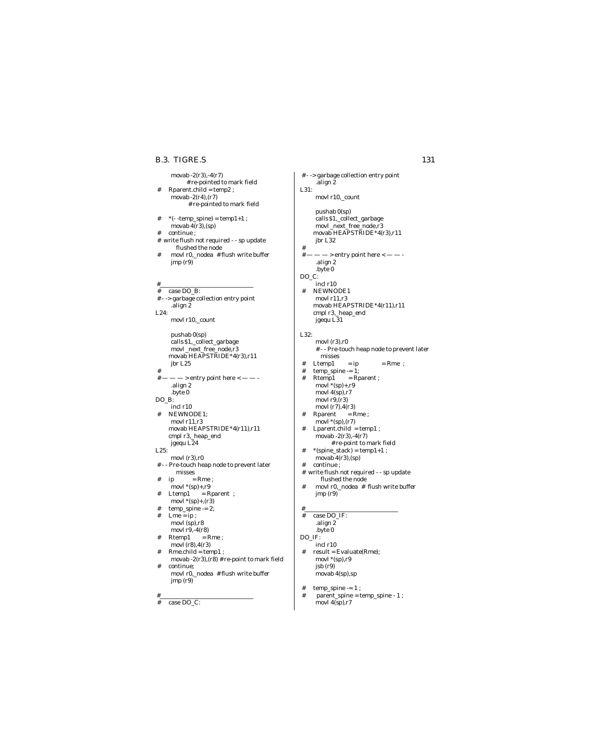```
        movab -2(r3),-4(r7)
                #re-pointed to mark field
#    Rparent.child = temp2 ;
        movab -2(r4),(r7)
                #re-pointed to mark field

#    *(- -temp_spine) = temp1+1 ;
        movab 4(r3),(sp)
#    continue ;
# write flush not required - - sp update
        flushed the node
#    movl r0,_nodea  #flush write buffer
        jmp (r9)


#________________________________
#    case DO_B:
#- -> garbage collection entry point
        .align 2
L24:
        movl r10,_count

        pushab 0(sp)
        calls $1,_collect_garbage
        movl _next_free_node,r3
        movab HEAPSTRIDE*4(r3),r11
        jbr L25
#
#— — — > entry point here < — — -
        .align 2
        .byte 0
DO_B:
        incl r10
#    NEWNODE1;
        movl r11,r3
        movab HEAPSTRIDE*4(r11),r11
        cmpl r3,_heap_end
        jgequ L24
L25:
        movl (r3),r0
#- - Pre-touch heap node to prevent later
        misses
#    ip          = Rme ;
        movl *(sp)+,r9
#    Ltemp1      = Rparent  ;
        movl *(sp)+,(r3)
#    temp_spine -= 2;
#    Lme = ip ;
        movl (sp),r8
        movl r9,-4(r8)
#    Rtemp1      = Rme ;
        movl (r8),4(r3)
#    Rme.child = temp1 ;
        movab -2(r3),(r8) #re-point to mark field
#    continue;
        movl r0,_nodea  #flush write buffer
        jmp (r9)

#________________________________
#    case DO_C:
#- -> garbage collection entry point
        .align 2
L31:
        movl r10,_count

        pushab 0(sp)
        calls $1,_collect_garbage
        movl _next_free_node,r3
        movab HEAPSTRIDE*4(r3),r11
        jbr L32
#
#— — — > entry point here < — — -
        .align 2
        .byte 0
DO_C:
        incl r10
#    NEWNODE1
        movl r11,r3
        movab HEAPSTRIDE*4(r11),r11
        cmpl r3,_heap_end
        jgequ L31

L32:
        movl (r3),r0
        #- - Pre-touch heap node to prevent later
        misses
#    Ltemp1      = ip            = Rme  ;
#    temp_spine -= 1;
#    Rtemp1      = Rparent ;
        movl *(sp)+,r9
        movl 4(sp),r7
        movl r9,(r3)
        movl (r7),4(r3)
#    Rparent     = Rme ;
        movl *(sp),(r7)
#    Lparent.child  = temp1 ;
        movab -2(r3),-4(r7)
                #re-point to mark field
#    *(spine_stack) = temp1+1 ;
        movab 4(r3),(sp)
#    continue ;
# write flush not required - - sp update
        flushed the node
#    movl r0,_nodea  # flush write buffer
        jmp (r9)

#________________________________
#    case DO_IF:
        .align 2
        .byte 0
DO_IF:
        incl r10
#    result = Evaluate(Rme);
        movl *(sp),r9
        jsb (r9)
        movab 4(sp),sp

#    temp_spine -= 1 ;
#    parent_spine = temp_spine - 1 ;
        movl 4(sp),r7
```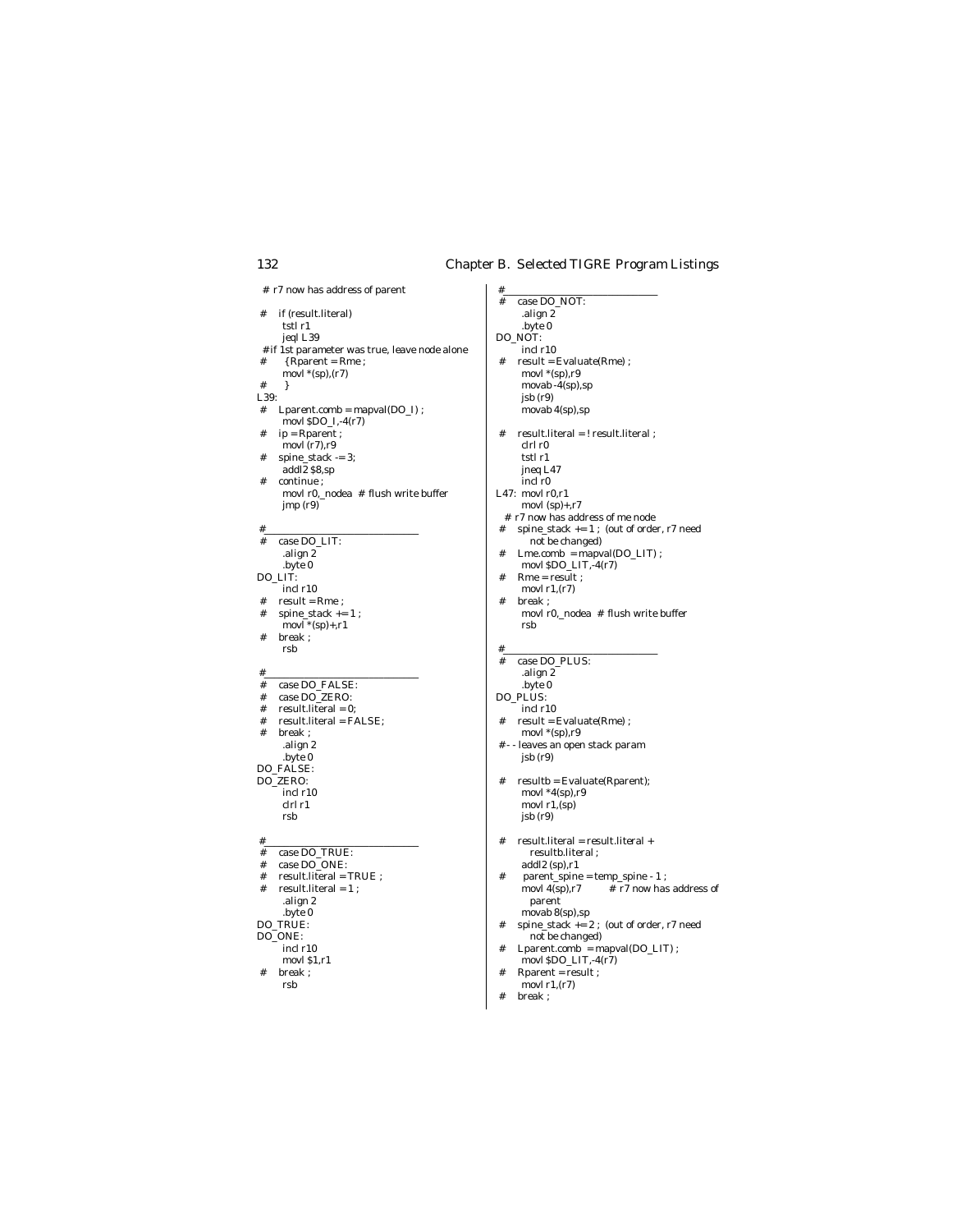```
 # r7 now has address of parent

 #    if (result.literal)
        tstl r1
        jeql L39
 #if 1st parameter was true, leave node alone
 #      {Rparent = Rme ;
        movl *(sp),(r7)
 #      }
L39:
 #    Lparent.comb = mapval(DO_I) ;
        movl $DO_I,-4(r7)
 #    ip = Rparent ;
        movl (r7),r9
 #    spine_stack -= 3;
        addl2 $8,sp
 #    continue ;
        movl r0,_nodea  # flush write buffer
        jmp (r9)

 #________________________________
 #    case DO_LIT:
        .align 2
        .byte 0
DO_LIT:
        incl r10
 #    result = Rme ;
 #    spine_stack += 1 ;
        movl *(sp)+,r1
 #    break ;
        rsb

 #________________________________
 #    case DO_FALSE:
 #    case DO_ZERO:
 #    result.literal = 0;
 #    result.literal = FALSE;
 #    break ;
        .align 2
        .byte 0
DO_FALSE:
DO_ZERO:
        incl r10
        clrl r1
        rsb

 #________________________________
 #    case DO_TRUE:
 #    case DO_ONE:
 #    result.literal = TRUE ;
 #    result.literal = 1 ;
        .align 2
        .byte 0
DO_TRUE:
DO_ONE:
        incl r10
        movl $1,r1
 #    break ;
        rsb
```

```
#________________________________
#    case DO_NOT:
        .align 2
        .byte 0
DO_NOT:
        incl r10
#    result = Evaluate(Rme) ;
        movl *(sp),r9
        movab -4(sp),sp
        jsb (r9)
        movab 4(sp),sp

#    result.literal = ! result.literal ;
        clrl r0
        tstl r1
        jneq L47
        incl r0
L47:  movl r0,r1
        movl (sp)+,r7
  # r7 now has address of me node
#    spine_stack += 1 ;  (out of order, r7 need
           not be changed)
#    Lme.comb  = mapval(DO_LIT) ;
        movl $DO_LIT,-4(r7)
#    Rme = result ;
        movl r1,(r7)
#    break ;
        movl r0,_nodea  # flush write buffer
        rsb

#________________________________
#    case DO_PLUS:
        .align 2
        .byte 0
DO_PLUS:
        incl r10
#    result = Evaluate(Rme) ;
        movl *(sp),r9
#-- leaves an open stack param
        jsb (r9)

#    resultb = Evaluate(Rparent);
        movl *4(sp),r9
        movl r1,(sp)
        jsb (r9)

#    result.literal = result.literal +
           resultb.literal ;
        addl2 (sp),r1
#     parent_spine = temp_spine - 1 ;
        movl 4(sp),r7         # r7 now has address of
           parent
        movab 8(sp),sp
#    spine_stack += 2 ;  (out of order, r7 need
           not be changed)
#    Lparent.comb  = mapval(DO_LIT) ;
        movl $DO_LIT,-4(r7)
#    Rparent = result ;
        movl r1,(r7)
#    break ;
```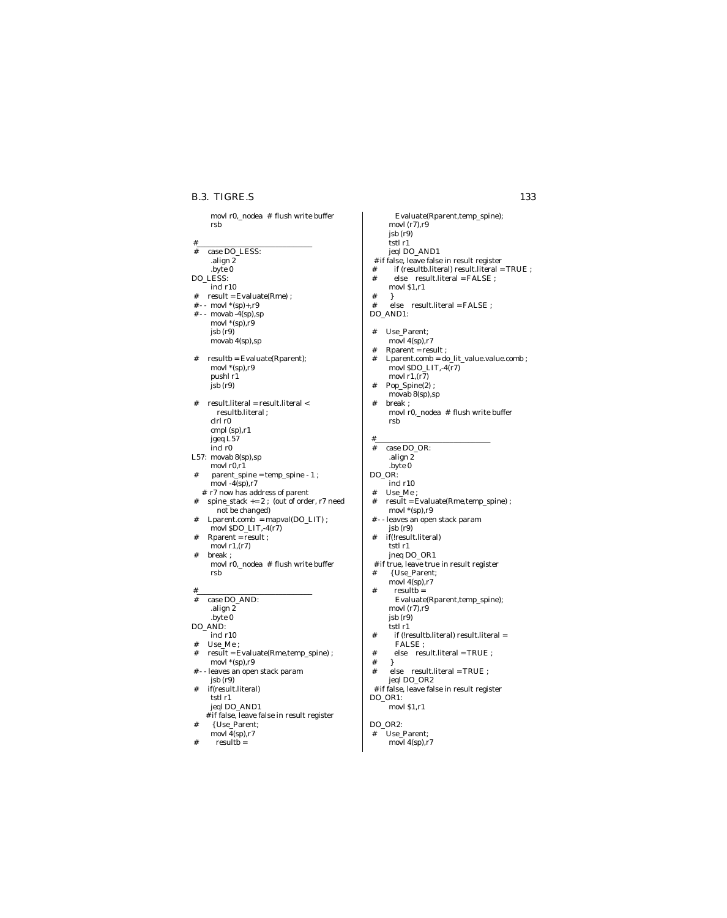```
        movl r0,_nodea  # flush write buffer
        rsb

#______________________________
#    case DO_LESS:
        .align 2
        .byte 0
DO_LESS:
        incl r10
#    result = Evaluate(Rme) ;
#-- movl *(sp)+,r9
#-- movab -4(sp),sp
        movl *(sp),r9
        jsb (r9)
        movab 4(sp),sp

#    resultb = Evaluate(Rparent);
        movl *(sp),r9
        pushl r1
        jsb (r9)

#    result.literal = result.literal <
          resultb.literal ;
        clrl r0
        cmpl (sp),r1
        jgeq L57
        incl r0
L57:  movab 8(sp),sp
        movl r0,r1
#     parent_spine = temp_spine - 1 ;
        movl -4(sp),r7
    # r7 now has address of parent
#    spine_stack += 2 ;  (out of order, r7 need
          not be changed)
#    Lparent.comb  = mapval(DO_LIT) ;
        movl $DO_LIT,-4(r7)
#    Rparent = result ;
        movl r1,(r7)
#    break ;
        movl r0,_nodea  # flush write buffer
        rsb

#______________________________
#    case DO_AND:
        .align 2
        .byte 0
DO_AND:
        incl r10
#    Use_Me ;
#    result = Evaluate(Rme,temp_spine) ;
        movl *(sp),r9
#-- leaves an open stack param
        jsb (r9)
#    if(result.literal)
        tstl r1
        jeql DO_AND1
      #if false, leave false in result register
#      {Use_Parent;
        movl 4(sp),r7
#        resultb =
          Evaluate(Rparent,temp_spine);
        movl (r7),r9
        jsb (r9)
        tstl r1
        jeql DO_AND1
 #if false, leave false in result register
#        if (resultb.literal) result.literal = TRUE ;
#        else    result.literal = FALSE ;
        movl $1,r1
#      }
#      else    result.literal = FALSE ;
DO_AND1:

#    Use_Parent;
        movl 4(sp),r7
#    Rparent = result ;
#    Lparent.comb = do_lit_value.value.comb ;
        movl $DO_LIT,-4(r7)
        movl r1,(r7)
#    Pop_Spine(2) ;
        movab 8(sp),sp
#    break ;
        movl r0,_nodea  # flush write buffer
        rsb

#______________________________
#    case DO_OR:
        .align 2
        .byte 0
DO_OR:
        incl r10
#    Use_Me ;
#    result = Evaluate(Rme,temp_spine) ;
        movl *(sp),r9
#-- leaves an open stack param
        jsb (r9)
#    if(!result.literal)
        tstl r1
        jneq DO_OR1
 #if true, leave true in result register
#      {Use_Parent;
        movl 4(sp),r7
#        resultb =
          Evaluate(Rparent,temp_spine);
        movl (r7),r9
        jsb (r9)
        tstl r1
#        if (!resultb.literal) result.literal =
          FALSE ;
#        else    result.literal = TRUE ;
#      }
#      else    result.literal = TRUE ;
        jeql DO_OR2
 #if false, leave false in result register
DO_OR1:
        movl $1,r1

DO_OR2:
#    Use_Parent;
        movl 4(sp),r7
```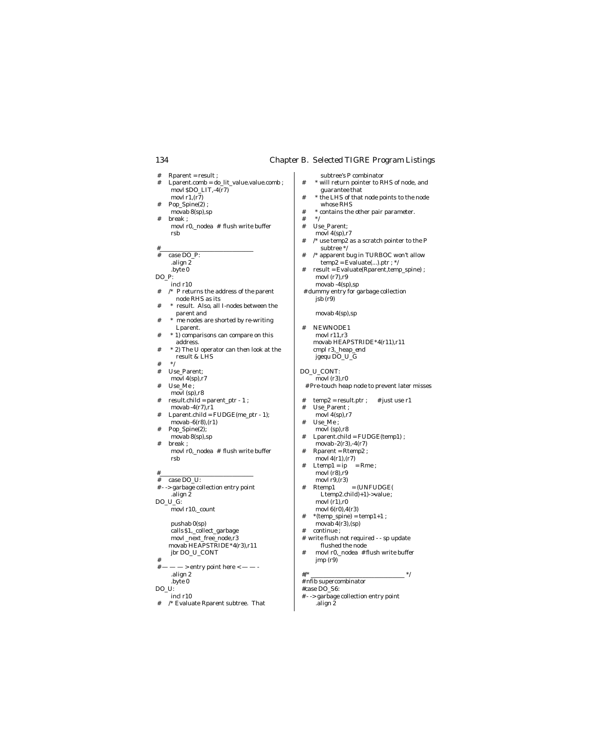```
#    Rparent = result ;
#    Lparent.comb = do_lit_value.value.comb ;
        movl $DO_LIT,-4(r7)
        movl r1,(r7)
#    Pop_Spine(2) ;
        movab 8(sp),sp
#    break ;
        movl r0,_nodea  # flush write buffer
        rsb

#________________________________
#    case DO_P:
        .align 2
        .byte 0
DO_P:
        incl r10
#    /*  P returns the address of the parent
          node RHS as its
#     *  result.  Also, all I-nodes between the
          parent and
#     *  me nodes are shorted by re-writing
          Lparent.
#     * 1) comparisons can compare on this
          address.
#     * 2) The U operator can then look at the
          result & LHS
#     */
#    Use_Parent;
        movl 4(sp),r7
#    Use_Me ;
        movl (sp),r8
#    result.child = parent_ptr - 1 ;
        movab -4(r7),r1
#    Lparent.child = FUDGE(me_ptr - 1);
        movab -6(r8),(r1)
#    Pop_Spine(2);
        movab 8(sp),sp
#    break ;
        movl r0,_nodea  # flush write buffer
        rsb

#________________________________
#    case DO_U:
#- -> garbage collection entry point
        .align 2
DO_U_G:
        movl r10,_count

        pushab 0(sp)
        calls $1,_collect_garbage
        movl _next_free_node,r3
        movab HEAPSTRIDE*4(r3),r11
        jbr DO_U_CONT
#
#— — — > entry point here < — — -
        .align 2
        .byte 0
DO_U:
        incl r10
#    /* Evaluate Rparent subtree.  That
          subtree's P combinator
#     * will return pointer to RHS of node, and
          guarantee that
#     * the LHS of that node points to the node
          whose RHS
#     * contains the other pair parameter.
#     */
#    Use_Parent;
        movl 4(sp),r7
#    /* use temp2 as a scratch pointer to the P
          subtree */
#    /* apparent bug in TURBOC won't allow
          temp2 = Evaluate(...).ptr ; */
#    result = Evaluate(Rparent,temp_spine) ;
        movl (r7),r9
        movab -4(sp),sp
 # dummy entry for garbage collection
        jsb (r9)

        movab 4(sp),sp

#    NEWNODE1
        movl r11,r3
        movab HEAPSTRIDE*4(r11),r11
        cmpl r3,_heap_end
        jgequ DO_U_G

DO_U_CONT:
        movl (r3),r0
  # Pre-touch heap node to prevent later misses

#    temp2 = result.ptr ;      # just use r1
#    Use_Parent ;
        movl 4(sp),r7
#    Use_Me ;
        movl (sp),r8
#    Lparent.child = FUDGE(temp1) ;
        movab -2(r3),-4(r7)
#    Rparent = Rtemp2 ;
        movl 4(r1),(r7)
#    Ltemp1 = ip     = Rme ;
        movl (r8),r9
        movl r9,(r3)
#    Rtemp1          = (UNFUDGE(
          Ltemp2.child)+1)->value ;
        movl (r1),r0
        movl 6(r0),4(r3)
#    *(temp_spine) = temp1+1 ;
        movab 4(r3),(sp)
#    continue ;
# write flush not required - - sp update
          flushed the node
#     movl r0,_nodea  # flush write buffer
        jmp (r9)

#/* ________________________________ */
# nfib supercombinator
#case DO_S6:
#- -> garbage collection entry point
        .align 2
```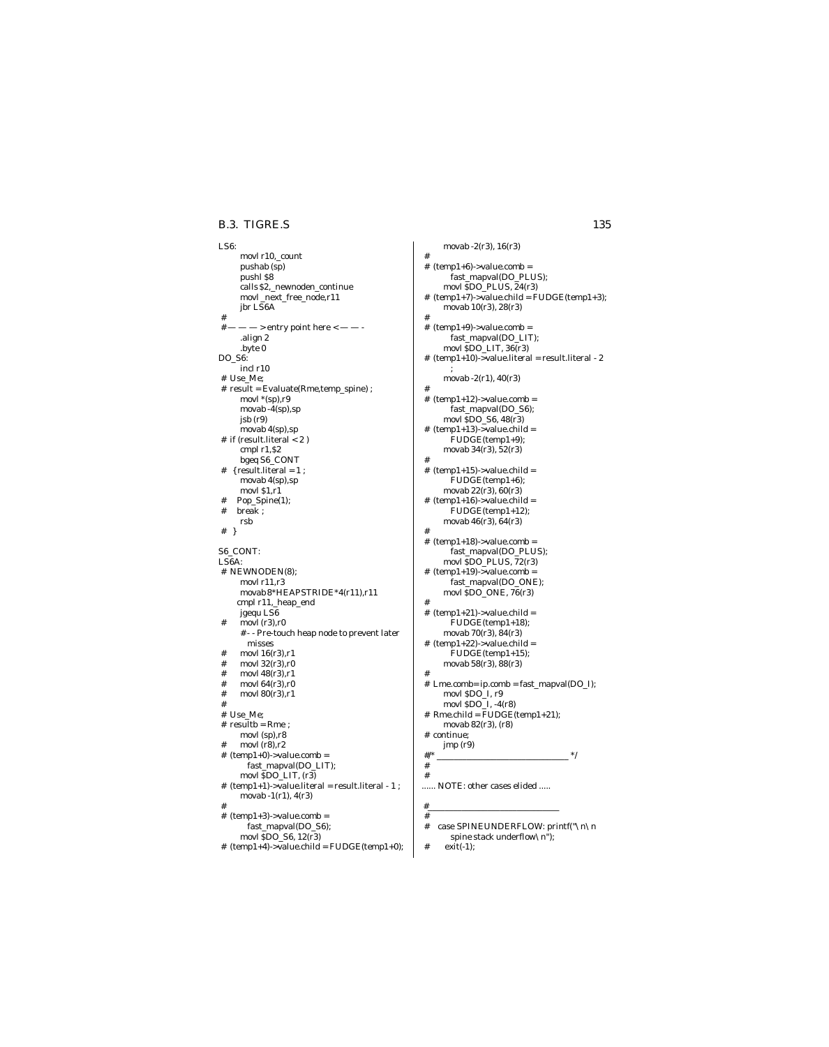```
LS6:
        movl r10,_count
        pushab (sp)
        pushl $8
        calls $2,_newnoden_continue
        movl _next_free_node,r11
        jbr LS6A
#
#— — — > entry point here < — — -
        .align 2
        .byte 0
DO_S6:
        incl r10
# Use_Me;
# result = Evaluate(Rme,temp_spine) ;
        movl *(sp),r9
        movab -4(sp),sp
        jsb (r9)
        movab 4(sp),sp
# if (result.literal < 2 )
        cmpl r1,$2
        bgeq S6_CONT
#  {result.literal = 1 ;
        movab 4(sp),sp
        movl $1,r1
#    Pop_Spine(1);
#    break ;
        rsb
#  }

S6_CONT:
LS6A:
# NEWNODEN(8);
        movl r11,r3
        movab 8*HEAPSTRIDE*4(r11),r11
        cmpl r11,_heap_end
        jgequ LS6
#       movl (r3),r0
        #- - Pre-touch heap node to prevent later
          misses
#       movl 16(r3),r1
#       movl 32(r3),r0
#       movl 48(r3),r1
#       movl 64(r3),r0
#       movl 80(r3),r1
#
# Use_Me;
# resultb = Rme ;
        movl (sp),r8
#       movl (r8),r2
# (temp1+0)->value.comb =
            fast_mapval(DO_LIT);
        movl $DO_LIT, (r3)
# (temp1+1)->value.literal = result.literal - 1 ;
        movab -1(r1), 4(r3)
#
# (temp1+3)->value.comb =
            fast_mapval(DO_S6);
        movl $DO_S6, 12(r3)
# (temp1+4)->value.child = FUDGE(temp1+0);
        movab -2(r3), 16(r3)
#
# (temp1+6)->value.comb =
            fast_mapval(DO_PLUS);
        movl $DO_PLUS, 24(r3)
# (temp1+7)->value.child = FUDGE(temp1+3);
        movab 10(r3), 28(r3)
#
# (temp1+9)->value.comb =
            fast_mapval(DO_LIT);
        movl $DO_LIT, 36(r3)
# (temp1+10)->value.literal = result.literal - 2
          ;
        movab -2(r1), 40(r3)
#
# (temp1+12)->value.comb =
            fast_mapval(DO_S6);
        movl $DO_S6, 48(r3)
# (temp1+13)->value.child =
            FUDGE(temp1+9);
        movab 34(r3), 52(r3)
#
# (temp1+15)->value.child =
            FUDGE(temp1+6);
        movab 22(r3), 60(r3)
# (temp1+16)->value.child =
            FUDGE(temp1+12);
        movab 46(r3), 64(r3)
#
# (temp1+18)->value.comb =
            fast_mapval(DO_PLUS);
        movl $DO_PLUS, 72(r3)
# (temp1+19)->value.comb =
            fast_mapval(DO_ONE);
        movl $DO_ONE, 76(r3)
#
# (temp1+21)->value.child =
            FUDGE(temp1+18);
        movab 70(r3), 84(r3)
# (temp1+22)->value.child =
            FUDGE(temp1+15);
        movab 58(r3), 88(r3)
#
# Lme.comb=ip.comb = fast_mapval(DO_I);
        movl $DO_I, r9
        movl $DO_I, -4(r8)
# Rme.child = FUDGE(temp1+21);
        movab 82(r3), (r8)
# continue;
        jmp (r9)
#/* ________________________________ */
#
#
...... NOTE: other cases elided .....

#________________________________
#
#   case SPINEUNDERFLOW: printf("\n\n
          spine stack underflow\n");
#      exit(-1);
```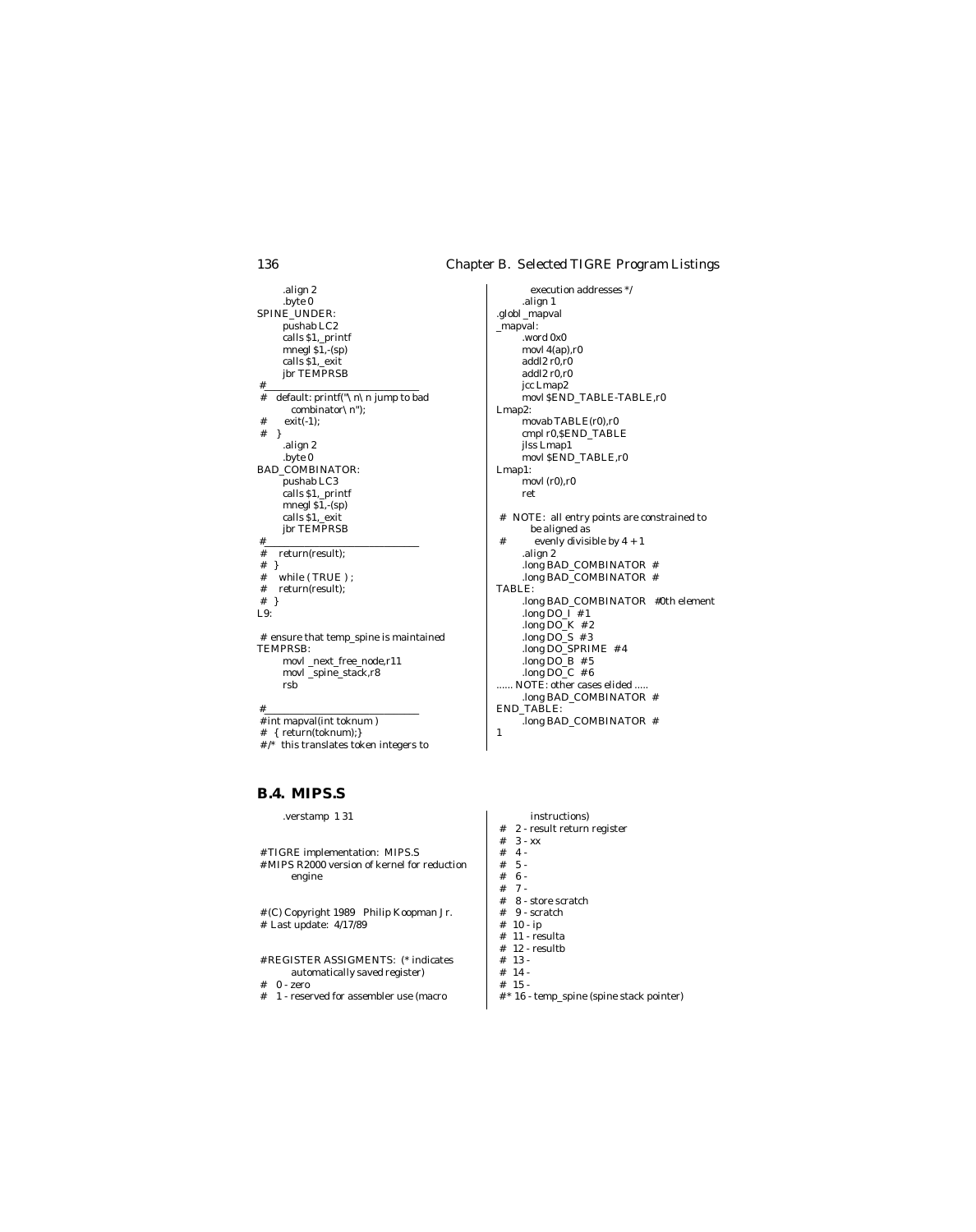```
        .align 2
        .byte 0
SPINE_UNDER:
        pushab LC2
        calls $1,_printf
        mnegl $1,-(sp)
        calls $1,_exit
        jbr TEMPRSB
#_______________________________
#   default: printf("\n\n jump to bad
          combinator\n");
#       exit(-1);
#   }
        .align 2
        .byte 0
BAD_COMBINATOR:
        pushab LC3
        calls $1,_printf
        mnegl $1,-(sp)
        calls $1,_exit
        jbr TEMPRSB
#_______________________________
#    return(result);
#  }
#    while ( TRUE ) ;
#    return(result);
#  }
L9:

# ensure that temp_spine is maintained
TEMPRSB:
        movl _next_free_node,r11
        movl _spine_stack,r8
        rsb

#_______________________________
#int mapval(int toknum )
#  { return(toknum);}
#/*  this translates token integers to
          execution addresses */
        .align 1
.globl _mapval
_mapval:
        .word 0x0
        movl 4(ap),r0
        addl2 r0,r0
        addl2 r0,r0
        jcc Lmap2
        movl $END_TABLE-TABLE,r0
Lmap2:
        movab TABLE(r0),r0
        cmpl r0,$END_TABLE
        jlss Lmap1
        movl $END_TABLE,r0
Lmap1:
        movl (r0),r0
        ret

# NOTE:  all entry points are constrained to
          be aligned as
#          evenly divisible by 4 + 1
        .align 2
        .long BAD_COMBINATOR  #
        .long BAD_COMBINATOR  #
TABLE:
        .long BAD_COMBINATOR   #0th element
        .long DO_I  #1
        .long DO_K  #2
        .long DO_S  #3
        .long DO_SPRIME  #4
        .long DO_B  #5
        .long DO_C  #6
...... NOTE: other cases elided .....
        .long BAD_COMBINATOR  #
END_TABLE:
        .long BAD_COMBINATOR  #
1
```

## B.4. MIPS.S

```
        .verstamp  1 31


#TIGRE implementation:  MIPS.S
#MIPS R2000 version of kernel for reduction
          engine


#(C) Copyright 1989   Philip Koopman Jr.
# Last update:  4/17/89


#REGISTER ASSIGMENTS:  (* indicates
          automatically saved register)
#   0 - zero
#   1 - reserved for assembler use (macro
          instructions)
#   2 - result return register
#   3 - xx
#   4 -
#   5 -
#   6 -
#   7 -
#   8 - store scratch
#   9 - scratch
#  10 - ip
#  11 - resulta
#  12 - resultb
#  13 -
#  14 -
#  15 -
#* 16 - temp_spine (spine stack pointer)
```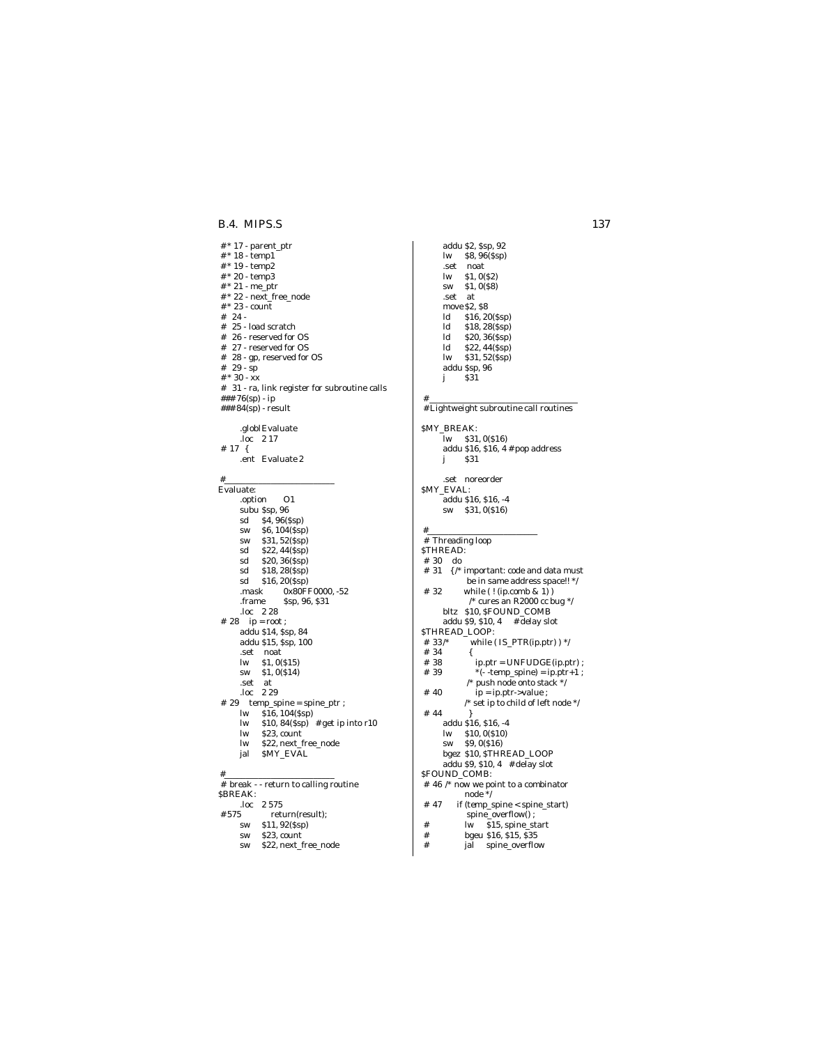```
#* 17 - parent_ptr
#* 18 - temp1
#* 19 - temp2
#* 20 - temp3
#* 21 - me_ptr
#* 22 - next_free_node
#* 23 - count
#  24 -
#  25 - load scratch
#  26 - reserved for OS
#  27 - reserved for OS
#  28 - gp, reserved for OS
#  29 - sp
#* 30 - xx
#  31 - ra, link register for subroutine calls
###76(sp) - ip
###84(sp) - result

        .globl Evaluate
        .loc    2 17
 # 17  {
        .ent    Evaluate 2

#_______________________________
Evaluate:
        .option     O1
        subu $sp, 96
        sd      $4, 96($sp)
        sw      $6, 104($sp)
        sw      $31, 52($sp)
        sd      $22, 44($sp)
        sd      $20, 36($sp)
        sd      $18, 28($sp)
        sd      $16, 20($sp)
        .mask       0x80FF0000, -52
        .frame      $sp, 96, $31
        .loc    2 28
 # 28    ip = root ;
        addu $14, $sp, 84
        addu $15, $sp, 100
        .set    noat
        lw      $1, 0($15)
        sw      $1, 0($14)
        .set    at
        .loc    2 29
 # 29    temp_spine = spine_ptr ;
        lw      $16, 104($sp)
        lw      $10, 84($sp)    # get ip into r10
        lw      $23, count
        lw      $22, next_free_node
        jal     $MY_EVAL

#_______________________________
 # break - - return to calling routine
$BREAK:
        .loc    2 575
 #575             return(result);
        sw      $11, 92($sp)
        sw      $23, count
        sw      $22, next_free_node
        addu $2, $sp, 92
        lw      $8, 96($sp)
        .set    noat
        lw      $1, 0($2)
        sw      $1, 0($8)
        .set    at
        move $2, $8
        ld      $16, 20($sp)
        ld      $18, 28($sp)
        ld      $20, 36($sp)
        ld      $22, 44($sp)
        lw      $31, 52($sp)
        addu $sp, 96
        j       $31

 #_______________________________
 # Lightweight subroutine call routines

$MY_BREAK:
        lw      $31, 0($16)
        addu $16, $16, 4 # pop address
        j       $31

        .set    noreorder
$MY_EVAL:
        addu $16, $16, -4
        sw      $31, 0($16)

 #_______________________________
 # Threading loop
$THREAD:
 # 30    do
 # 31    {/* important: code and data must
                be in same address space!! */
 # 32         while ( ! (ip.comb & 1) )
                  /* cures an R2000 cc bug */
        bltz    $10, $FOUND_COMB
        addu $9, $10, 4     # delay slot
$THREAD_LOOP:
 # 33/*         while ( IS_PTR(ip.ptr) ) */
 # 34           {
 # 38              ip.ptr = UNFUDGE(ip.ptr) ;
 # 39              *(- -temp_spine) = ip.ptr+1 ;
                /* push node onto stack */
 # 40              ip = ip.ptr->value ;
                /* set ip to child of left node */
 # 44           }
        addu $16, $16, -4
        lw      $10, 0($10)
        sw      $9, 0($16)
        bgez  $10, $THREAD_LOOP
        addu $9, $10, 4   # delay slot
$FOUND_COMB:
 # 46 /* now we point to a combinator
                node */
 # 47      if (temp_spine < spine_start)
                spine_overflow() ;
 #              lw      $15, spine_start
 #              bgeu  $16, $15, $35
 #              jal     spine_overflow
```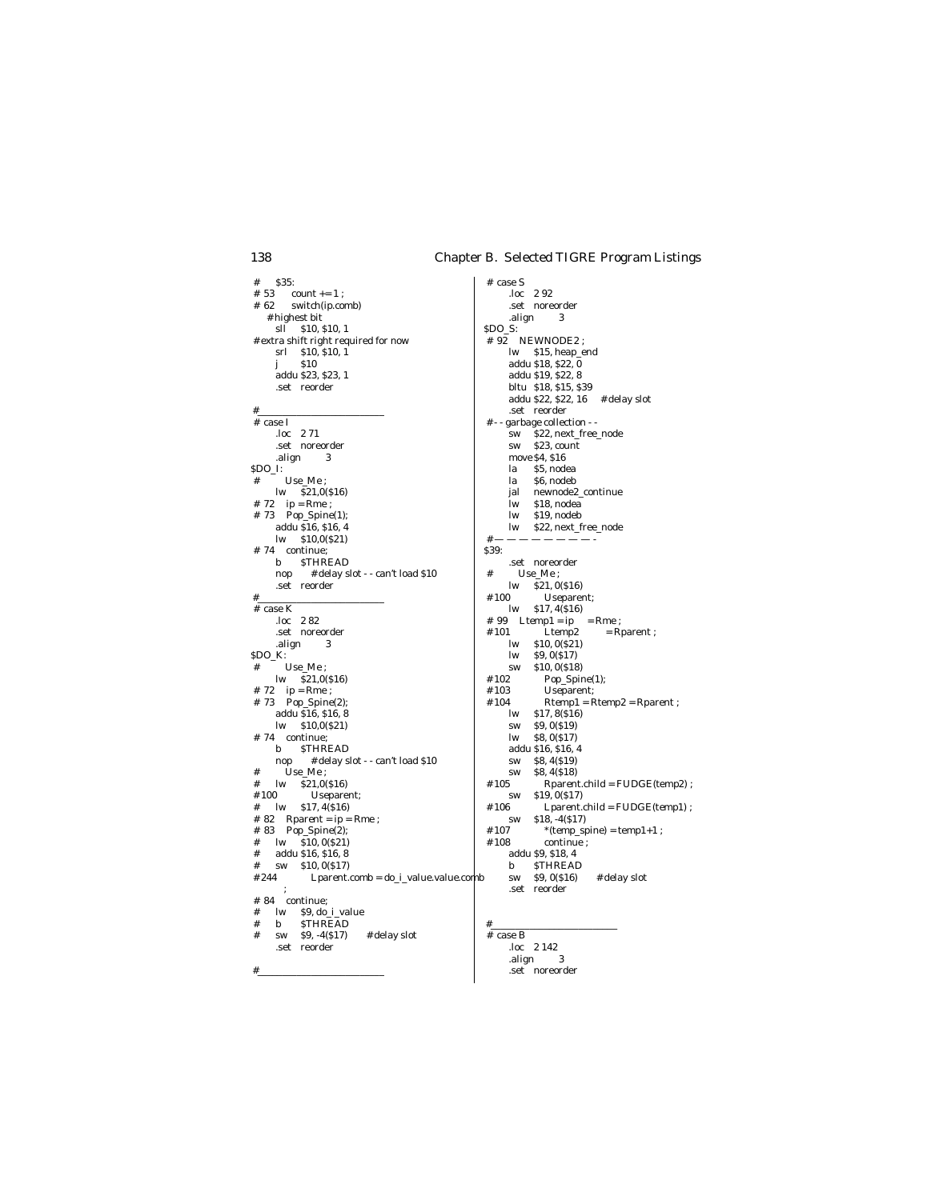```
#     $35:
# 53      count += 1 ;
# 62      switch(ip.comb)
     # highest bit
       sll     $10, $10, 1
# extra shift right required for now
       srl     $10, $10, 1
       j       $10
       addu $23, $23, 1
       .set   reorder

#___________________________
 # case I
       .loc   2 71
       .set   noreorder
       .align         3
$DO_I:
 #         Use_Me ;
       lw      $21,0($16)
 # 72    ip = Rme ;
 # 73    Pop_Spine(1);
       addu $16, $16, 4
       lw      $10,0($21)
 # 74    continue;
       b       $THREAD
       nop       # delay slot - - can't load $10
       .set   reorder
#___________________________
 # case K
       .loc   2 82
       .set   noreorder
       .align         3
$DO_K:
 #         Use_Me ;
       lw      $21,0($16)
 # 72    ip = Rme ;
 # 73    Pop_Spine(2);
       addu $16, $16, 8
       lw      $10,0($21)
 # 74    continue;
       b       $THREAD
       nop       # delay slot - - can't load $10
 #         Use_Me ;
 #     lw      $21,0($16)
 #100            Useparent;
 #     lw      $17, 4($16)
 # 82    Rparent = ip = Rme ;
 # 83    Pop_Spine(2);
 #     lw      $10, 0($21)
 #     addu $16, $16, 8
 #     sw      $10, 0($17)
 #244            Lparent.comb = do_i_value.value.comb
          ;
 # 84    continue;
 #     lw      $9, do_i_value
 #     b       $THREAD
 #     sw      $9, -4($17)       # delay slot
       .set   reorder

#___________________________
```

```
 # case S
       .loc   2 92
       .set   noreorder
       .align         3
$DO_S:
 # 92    NEWNODE2 ;
       lw      $15, heap_end
       addu $18, $22, 0
       addu $19, $22, 8
       bltu  $18, $15, $39
       addu $22, $22, 16     # delay slot
       .set   reorder
 #- - garbage collection - -
       sw      $22, next_free_node
       sw      $23, count
       move $4, $16
       la      $5, nodea
       la      $6, nodeb
       jal     newnode2_continue
       lw      $18, nodea
       lw      $19, nodeb
       lw      $22, next_free_node
 #— — — — — — — — -
$39:
       .set   noreorder
 #         Use_Me ;
       lw      $21, 0($16)
 #100            Useparent;
       lw      $17, 4($16)
 # 99    Ltemp1 = ip     = Rme ;
 #101            Ltemp2          = Rparent ;
       lw      $10, 0($21)
       lw      $9, 0($17)
       sw      $10, 0($18)
 #102            Pop_Spine(1);
 #103            Useparent;
 #104            Rtemp1 = Rtemp2 = Rparent ;
       lw      $17, 8($16)
       sw      $9, 0($19)
       lw      $8, 0($17)
       addu $16, $16, 4
       sw      $8, 4($19)
       sw      $8, 4($18)
 #105            Rparent.child = FUDGE(temp2) ;
       sw      $19, 0($17)
 #106            Lparent.child = FUDGE(temp1) ;
       sw      $18, -4($17)
 #107            *(temp_spine) = temp1+1 ;
 #108            continue ;
       addu $9, $18, 4
       b       $THREAD
       sw      $9, 0($16)       # delay slot
       .set   reorder


 #___________________________
 # case B
       .loc   2 142
       .align         3
       .set   noreorder
```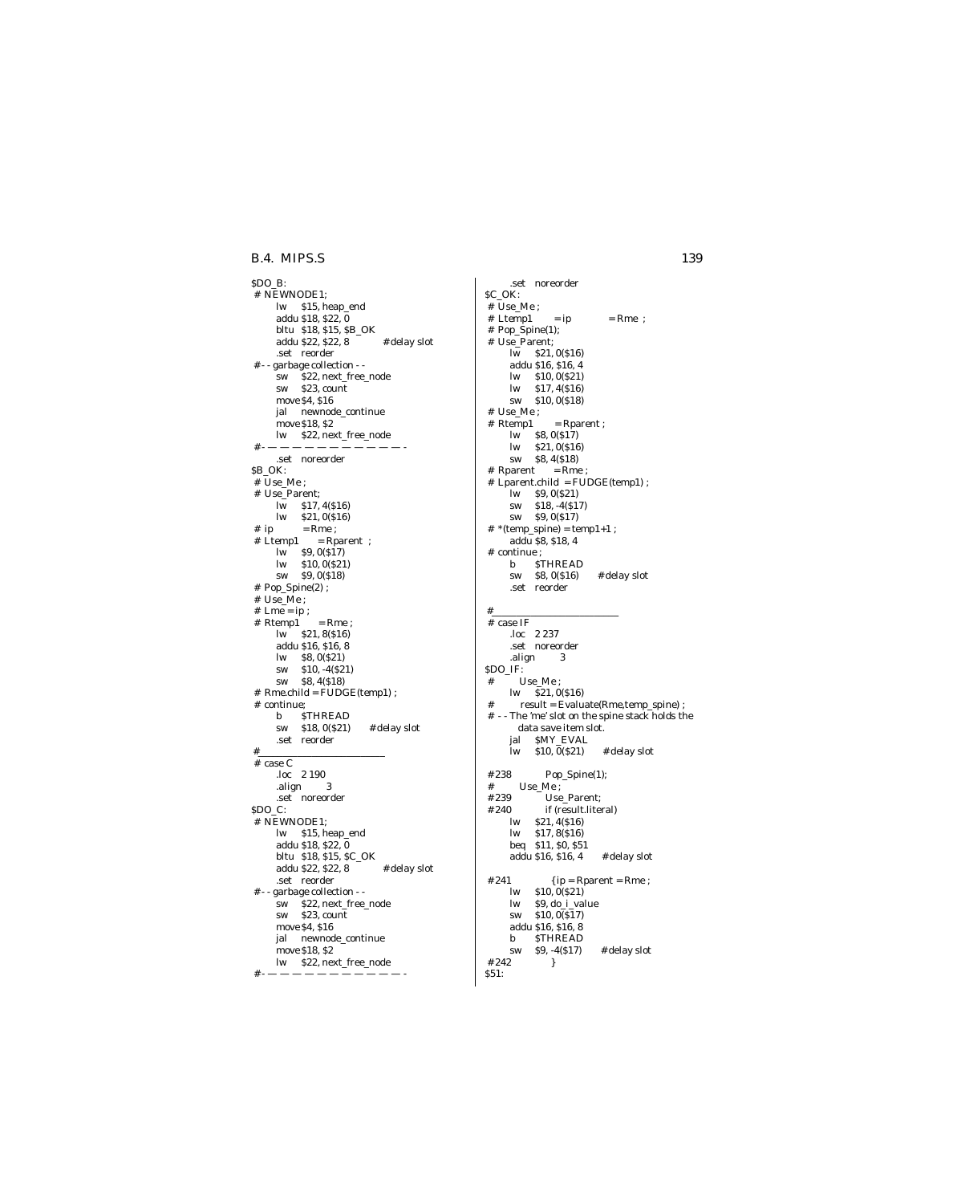```
$DO_B:
 # NEWNODE1;
        lw      $15, heap_end
        addu $18, $22, 0
        bltu  $18, $15, $B_OK
        addu $22, $22, 8            # delay slot
        .set   reorder
 #- - garbage collection - -
        sw     $22, next_free_node
        sw     $23, count
        move $4, $16
        jal     newnode_continue
        move $18, $2
        lw     $22, next_free_node
 #- — — — — — — — — — — — -
        .set   noreorder
$B_OK:
 # Use_Me ;
 # Use_Parent;
        lw     $17, 4($16)
        lw     $21, 0($16)
 # ip          = Rme ;
 # Ltemp1      = Rparent  ;
        lw     $9, 0($17)
        lw     $10, 0($21)
        sw     $9, 0($18)
 # Pop_Spine(2) ;
 # Use_Me ;
 # Lme = ip ;
 # Rtemp1      = Rme ;
        lw     $21, 8($16)
        addu $16, $16, 8
        lw     $8, 0($21)
        sw     $10, -4($21)
        sw     $8, 4($18)
 # Rme.child = FUDGE(temp1) ;
 # continue;
        b      $THREAD
        sw     $18, 0($21)      # delay slot
        .set   reorder
 #___________________________
 # case C
        .loc   2 190
        .align        3
        .set   noreorder
$DO_C:
 # NEWNODE1;
        lw     $15, heap_end
        addu $18, $22, 0
        bltu  $18, $15, $C_OK
        addu $22, $22, 8            # delay slot
        .set   reorder
 #- - garbage collection - -
        sw     $22, next_free_node
        sw     $23, count
        move $4, $16
        jal     newnode_continue
        move $18, $2
        lw     $22, next_free_node
 #- — — — — — — — — — — — -
        .set   noreorder
$C_OK:
 # Use_Me ;
 # Ltemp1       = ip            = Rme  ;
 # Pop_Spine(1);
 # Use_Parent;
        lw     $21, 0($16)
        addu $16, $16, 4
        lw     $10, 0($21)
        lw     $17, 4($16)
        sw     $10, 0($18)
 # Use_Me ;
 # Rtemp1       = Rparent ;
        lw     $8, 0($17)
        lw     $21, 0($16)
        sw     $8, 4($18)
 # Rparent      = Rme ;
 # Lparent.child  = FUDGE(temp1) ;
        lw     $9, 0($21)
        sw     $18, -4($17)
        sw     $9, 0($17)
 # *(temp_spine) = temp1+1 ;
        addu $8, $18, 4
 # continue ;
        b      $THREAD
        sw     $8, 0($16)      # delay slot
        .set   reorder

 #_________________________
 # case IF
        .loc   2 237
        .set   noreorder
        .align        3
$DO_IF:
 #        Use_Me ;
        lw     $21, 0($16)
 #        result = Evaluate(Rme,temp_spine) ;
 # - - The 'me' slot on the spine stack holds the
        data save item slot.
        jal     $MY_EVAL
        lw     $10, 0($21)      # delay slot

 #238            Pop_Spine(1);
 #        Use_Me ;
 #239            Use_Parent;
 #240            if (result.literal)
        lw     $21, 4($16)
        lw     $17, 8($16)
        beq   $11, $0, $51
        addu $16, $16, 4      # delay slot

 #241              {ip = Rparent = Rme ;
        lw     $10, 0($21)
        lw     $9, do_i_value
        sw     $10, 0($17)
        addu $16, $16, 8
        b      $THREAD
        sw     $9, -4($17)      # delay slot
 #242              }
$51:
```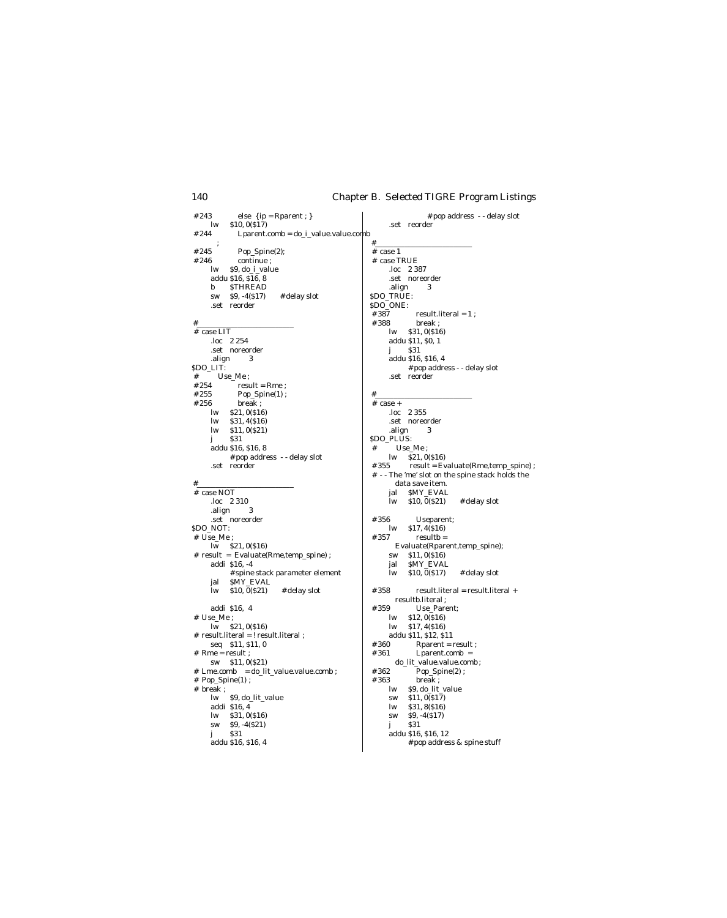```
#243          else  {ip = Rparent ; }
      lw     $10, 0($17)
#244          Lparent.comb = do_i_value.value.comb
      ;
#245          Pop_Spine(2);
#246          continue ;
      lw     $9, do_i_value
      addu $16, $16, 8
      b      $THREAD
      sw     $9, -4($17)       #delay slot
      .set   reorder

#___________________________
# case LIT
      .loc   2 254
      .set   noreorder
      .align        3
$DO_LIT:
#        Use_Me ;
#254          result = Rme ;
#255          Pop_Spine(1) ;
#256          break ;
      lw     $21, 0($16)
      lw     $31, 4($16)
      lw     $11, 0($21)
      j      $31
      addu $16, $16, 8
             #pop address  - - delay slot
      .set   reorder

#___________________________
# case NOT
      .loc   2 310
      .align        3
      .set   noreorder
$DO_NOT:
# Use_Me ;
      lw     $21, 0($16)
# result  = Evaluate(Rme,temp_spine) ;
      addi  $16, -4
             #spine stack parameter element
      jal    $MY_EVAL
      lw     $10, 0($21)       #delay slot

      addi  $16,  4
# Use_Me ;
      lw     $21, 0($16)
# result.literal = ! result.literal ;
      seq   $11, $11, 0
# Rme = result ;
      sw     $11, 0($21)
# Lme.comb    = do_lit_value.value.comb ;
# Pop_Spine(1) ;
# break ;
      lw     $9, do_lit_value
      addi  $16, 4
      lw     $31, 0($16)
      sw     $9, -4($21)
      j      $31
      addu $16, $16, 4
             #pop address  - - delay slot
      .set   reorder

#___________________________
# case 1
# case TRUE
      .loc   2 387
      .set   noreorder
      .align        3
$DO_TRUE:
$DO_ONE:
#387          result.literal = 1 ;
#388          break ;
      lw     $31, 0($16)
      addu $11, $0, 1
      j      $31
      addu $16, $16, 4
             #pop address - - delay slot
      .set   reorder

#___________________________
# case +
      .loc   2 355
      .set   noreorder
      .align        3
$DO_PLUS:
#        Use_Me ;
      lw     $21, 0($16)
#355          result = Evaluate(Rme,temp_spine) ;
# - - The 'me' slot on the spine stack holds the
         data save item.
      jal    $MY_EVAL
      lw     $10, 0($21)       #delay slot

#356          Useparent;
      lw     $17, 4($16)
#357          resultb =
         Evaluate(Rparent,temp_spine);
      sw     $11, 0($16)
      jal    $MY_EVAL
      lw     $10, 0($17)       #delay slot

#358          result.literal = result.literal +
         resultb.literal ;
#359          Use_Parent;
      lw     $12, 0($16)
      lw     $17, 4($16)
      addu $11, $12, $11
#360          Rparent = result ;
#361          Lparent.comb  =
         do_lit_value.value.comb ;
#362          Pop_Spine(2) ;
#363          break ;
      lw     $9, do_lit_value
      sw     $11, 0($17)
      lw     $31, 8($16)
      sw     $9, -4($17)
      j      $31
      addu $16, $16, 12
             #pop address & spine stuff
```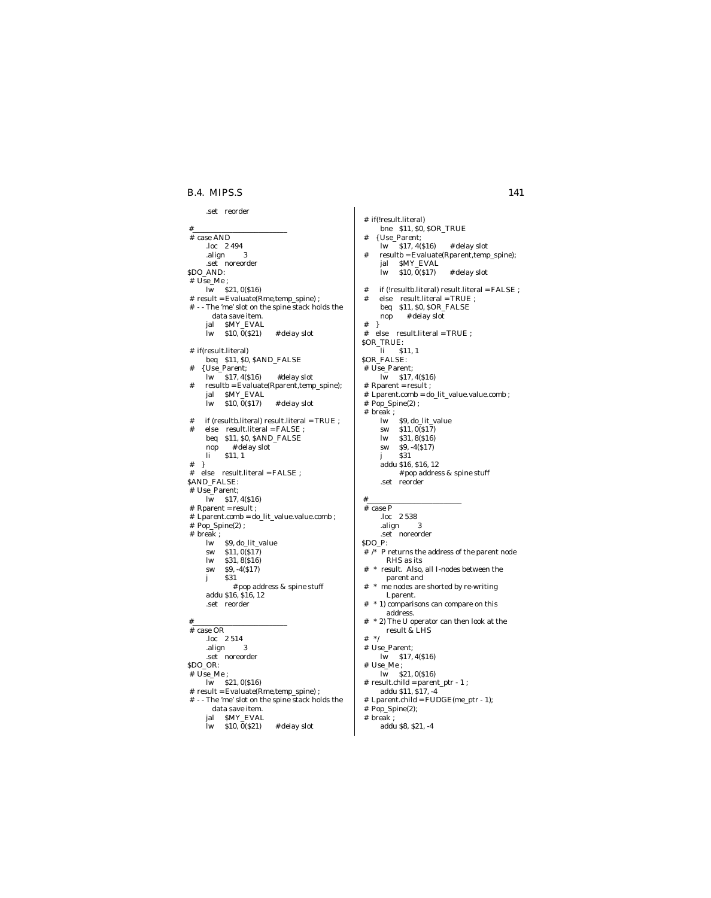```
        .set    reorder

#____________________________
# case AND
        .loc    2 494
        .align          3
        .set    noreorder
$DO_AND:
# Use_Me ;
        lw      $21, 0($16)
# result = Evaluate(Rme,temp_spine) ;
# - - The 'me' slot on the spine stack holds the
        data save item.
        jal     $MY_EVAL
        lw      $10, 0($21)        # delay slot

# if(result.literal)
        beq     $11, $0, $AND_FALSE
#   {Use_Parent;
        lw      $17, 4($16)        #delay slot
#     resultb = Evaluate(Rparent,temp_spine);
        jal     $MY_EVAL
        lw      $10, 0($17)        # delay slot

#     if (resultb.literal) result.literal = TRUE ;
#     else    result.literal = FALSE ;
        beq     $11, $0, $AND_FALSE
        nop         # delay slot
        li      $11, 1
#   }
#   else    result.literal = FALSE ;
$AND_FALSE:
# Use_Parent;
        lw      $17, 4($16)
# Rparent = result ;
# Lparent.comb = do_lit_value.value.comb ;
# Pop_Spine(2) ;
# break ;
        lw      $9, do_lit_value
        sw      $11, 0($17)
        lw      $31, 8($16)
        sw      $9, -4($17)
        j       $31
                # pop address & spine stuff
        addu $16, $16, 12
        .set    reorder

#____________________________
# case OR
        .loc    2 514
        .align          3
        .set    noreorder
$DO_OR:
# Use_Me ;
        lw      $21, 0($16)
# result = Evaluate(Rme,temp_spine) ;
# - - The 'me' slot on the spine stack holds the
        data save item.
        jal     $MY_EVAL
        lw      $10, 0($21)        # delay slot

# if(!result.literal)
        bne     $11, $0, $OR_TRUE
#   {Use_Parent;
        lw      $17, 4($16)        # delay slot
#     resultb = Evaluate(Rparent,temp_spine);
        jal     $MY_EVAL
        lw      $10, 0($17)        # delay slot

#     if (!resultb.literal) result.literal = FALSE ;
#     else    result.literal = TRUE ;
        beq     $11, $0, $OR_FALSE
        nop         # delay slot
#   }
#   else    result.literal = TRUE ;
$OR_TRUE:
        li      $11, 1
$OR_FALSE:
# Use_Parent;
        lw      $17, 4($16)
# Rparent = result ;
# Lparent.comb = do_lit_value.value.comb ;
# Pop_Spine(2) ;
# break ;
        lw      $9, do_lit_value
        sw      $11, 0($17)
        lw      $31, 8($16)
        sw      $9, -4($17)
        j       $31
        addu $16, $16, 12
                # pop address & spine stuff
        .set    reorder

#____________________________
# case P
        .loc    2 538
        .align          3
        .set    noreorder
$DO_P:
# /*  P returns the address of the parent node
        RHS as its
#  *  result.  Also, all I-nodes between the
        parent and
#  *  me nodes are shorted by re-writing
        Lparent.
#  * 1) comparisons can compare on this
        address.
#  * 2) The U operator can then look at the
        result & LHS
#  */
# Use_Parent;
        lw      $17, 4($16)
# Use_Me ;
        lw      $21, 0($16)
# result.child = parent_ptr - 1 ;
        addu $11, $17, -4
# Lparent.child = FUDGE(me_ptr - 1);
# Pop_Spine(2);
# break ;
        addu $8, $21, -4
```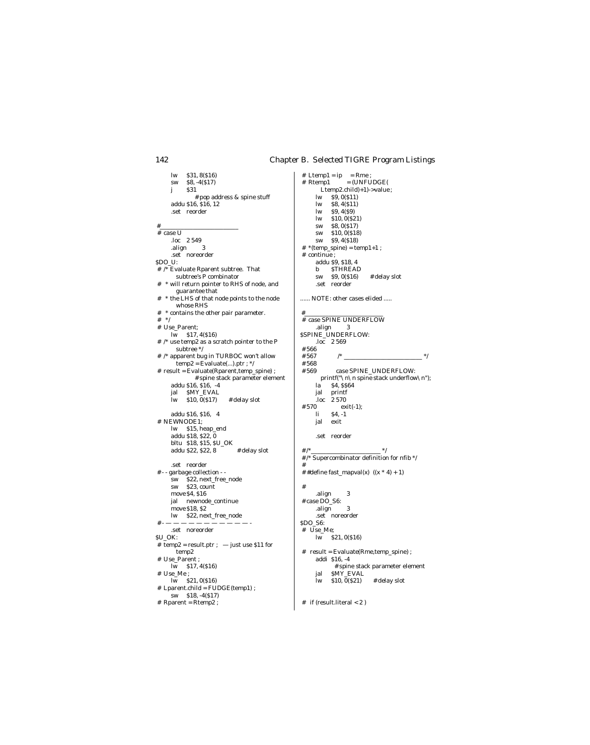```
        lw      $31, 8($16)
        sw      $8, -4($17)
        j       $31
                    # pop address & spine stuff
        addu $16, $16, 12
        .set    reorder

#___________________________
# case U
        .loc    2 549
        .align          3
        .set    noreorder
$DO_U:
# /* Evaluate Rparent subtree.  That
         subtree's P combinator
#  * will return pointer to RHS of node, and
         guarantee that
#  * the LHS of that node points to the node
         whose RHS
#  * contains the other pair parameter.
#  */
# Use_Parent;
        lw      $17, 4($16)
# /* use temp2 as a scratch pointer to the P
         subtree */
# /* apparent bug in TURBOC won't allow
         temp2 = Evaluate(...).ptr ; */
# result = Evaluate(Rparent,temp_spine) ;
                    # spine stack parameter element
        addu $16, $16,  -4
        jal     $MY_EVAL
        lw      $10, 0($17)      # delay slot

        addu $16, $16,   4
# NEWNODE1;
        lw      $15, heap_end
        addu $18, $22, 0
        bltu   $18, $15, $U_OK
        addu $22, $22, 8            # delay slot

        .set    reorder
#- - garbage collection - -
        sw      $22, next_free_node
        sw      $23, count
        move $4, $16
        jal     newnode_continue
        move $18, $2
        lw      $22, next_free_node
#- — — — — — — — — — — —  -
        .set    noreorder
$U_OK:
# temp2 = result.ptr ;   — just use $11 for
         temp2
# Use_Parent ;
        lw      $17, 4($16)
# Use_Me ;
        lw      $21, 0($16)
# Lparent.child = FUDGE(temp1) ;
        sw      $18, -4($17)
# Rparent = Rtemp2 ;
# Ltemp1 = ip     = Rme ;
# Rtemp1          = (UNFUDGE(
         Ltemp2.child)+1)->value ;
        lw      $9, 0($11)
        lw      $8, 4($11)
        lw      $9, 4($9)
        lw      $10, 0($21)
        sw      $8, 0($17)
        sw      $10, 0($18)
        sw      $9, 4($18)
# *(temp_spine) = temp1+1 ;
# continue ;
        addu $9, $18, 4
        b       $THREAD
        sw      $9, 0($16)       # delay slot
        .set    reorder

...... NOTE: other cases elided .....

#___________________________
# case SPINE UNDERFLOW
        .align          3
$SPINE_UNDERFLOW:
        .loc    2 569
#566
#567            /* _________________________ */
#568
#569            case SPINE_UNDERFLOW:
           printf("\n\n spine stack underflow\n");
        la      $4, $$64
        jal     printf
        .loc    2 570
#570                exit(-1);
        li      $4, -1
        jal     exit

        .set    reorder

#/*_______________________ */
#/* Supercombinator definition for nfib */
#
##define fast_mapval(x)  ((x * 4) + 1)

#
        .align          3
#case DO_S6:
        .align          3
        .set    noreorder
$DO_S6:
#  Use_Me;
        lw      $21, 0($16)

#  result = Evaluate(Rme,temp_spine) ;
        addi  $16, -4
                    # spine stack parameter element
        jal     $MY_EVAL
        lw      $10, 0($21)      # delay slot


#  if (result.literal < 2 )
```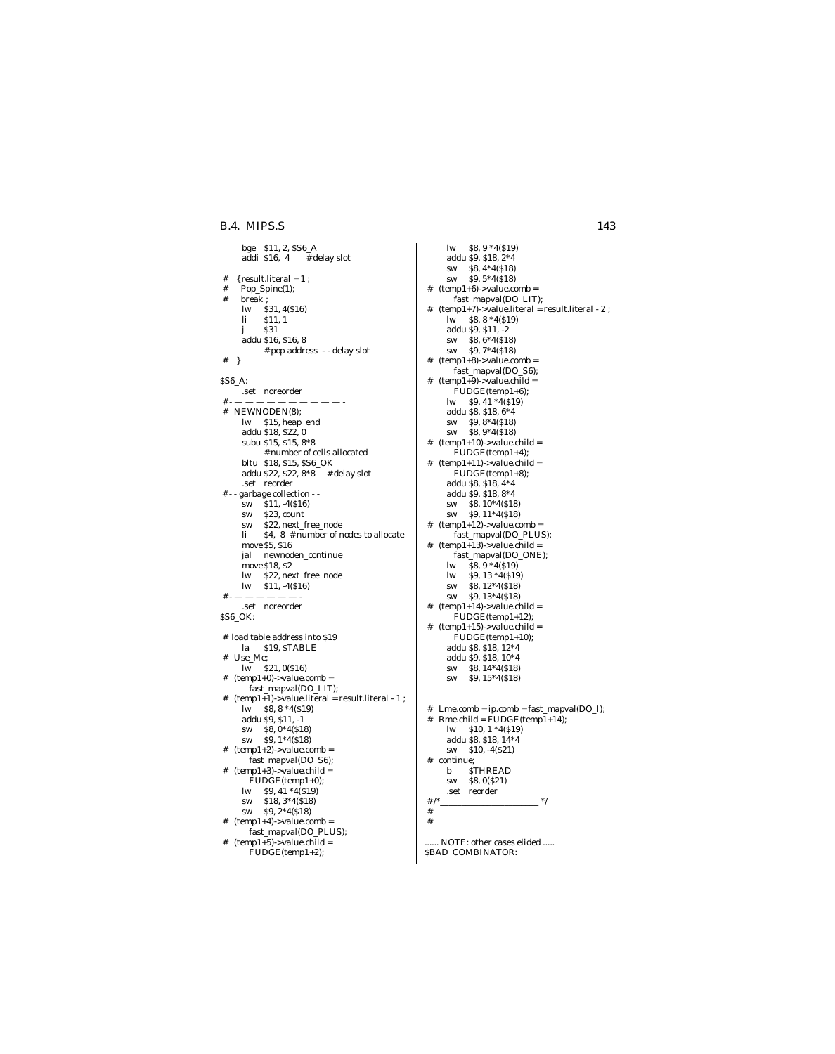```
        bge   $11, 2, $S6_A
        addi  $16, 4      # delay slot

#   { result.literal = 1 ;
#     Pop_Spine(1);
#     break ;
        lw    $31, 4($16)
        li    $11, 1
        j     $31
        addu  $16, $16, 8
                # pop address  - - delay slot
#   }

$S6_A:
        .set  noreorder
#- — — — — — — — — — — -
#  NEWNODEN(8);
        lw    $15, heap_end
        addu  $18, $22, 0
        subu  $15, $15, 8*8
                # number of cells allocated
        bltu  $18, $15, $S6_OK
        addu  $22, $22, 8*8    # delay slot
        .set  reorder
#- - garbage collection - -
        sw    $11, -4($16)
        sw    $23, count
        sw    $22, next_free_node
        li    $4, 8  # number of nodes to allocate
        move  $5, $16
        jal   newnoden_continue
        move  $18, $2
        lw    $22, next_free_node
        lw    $11, -4($16)
#- — — — — — — -
        .set  noreorder
$S6_OK:

# load table address into $19
        la    $19, $TABLE
#  Use_Me;
        lw    $21, 0($16)
#  (temp1+0)->value.comb =
          fast_mapval(DO_LIT);
#  (temp1+1)->value.literal = result.literal - 1 ;
        lw    $8, 8 *4($19)
        addu  $9, $11, -1
        sw    $8, 0*4($18)
        sw    $9, 1*4($18)
#  (temp1+2)->value.comb =
          fast_mapval(DO_S6);
#  (temp1+3)->value.child =
          FUDGE(temp1+0);
        lw    $9, 41 *4($19)
        sw    $18, 3*4($18)
        sw    $9, 2*4($18)
#  (temp1+4)->value.comb =
          fast_mapval(DO_PLUS);
#  (temp1+5)->value.child =
          FUDGE(temp1+2);
        lw    $8, 9 *4($19)
        addu  $9, $18, 2*4
        sw    $8, 4*4($18)
        sw    $9, 5*4($18)
#  (temp1+6)->value.comb =
          fast_mapval(DO_LIT);
#  (temp1+7)->value.literal = result.literal - 2 ;
        lw    $8, 8 *4($19)
        addu  $9, $11, -2
        sw    $8, 6*4($18)
        sw    $9, 7*4($18)
#  (temp1+8)->value.comb =
          fast_mapval(DO_S6);
#  (temp1+9)->value.child =
          FUDGE(temp1+6);
        lw    $9, 41 *4($19)
        addu  $8, $18, 6*4
        sw    $9, 8*4($18)
        sw    $8, 9*4($18)
#  (temp1+10)->value.child =
          FUDGE(temp1+4);
#  (temp1+11)->value.child =
          FUDGE(temp1+8);
        addu  $8, $18, 4*4
        addu  $9, $18, 8*4
        sw    $8, 10*4($18)
        sw    $9, 11*4($18)
#  (temp1+12)->value.comb =
          fast_mapval(DO_PLUS);
#  (temp1+13)->value.child =
          fast_mapval(DO_ONE);
        lw    $8, 9 *4($19)
        lw    $9, 13 *4($19)
        sw    $8, 12*4($18)
        sw    $9, 13*4($18)
#  (temp1+14)->value.child =
          FUDGE(temp1+12);
#  (temp1+15)->value.child =
          FUDGE(temp1+10);
        addu  $8, $18, 12*4
        addu  $9, $18, 10*4
        sw    $8, 14*4($18)
        sw    $9, 15*4($18)


#  Lme.comb = ip.comb = fast_mapval(DO_I);
#  Rme.child = FUDGE(temp1+14);
        lw    $10, 1 *4($19)
        addu  $8, $18, 14*4
        sw    $10, -4($21)
#  continue;
        b     $THREAD
        sw    $8, 0($21)
        .set  reorder
#/*________________________ */
#
#

...... NOTE: other cases elided .....
$BAD_COMBINATOR:
```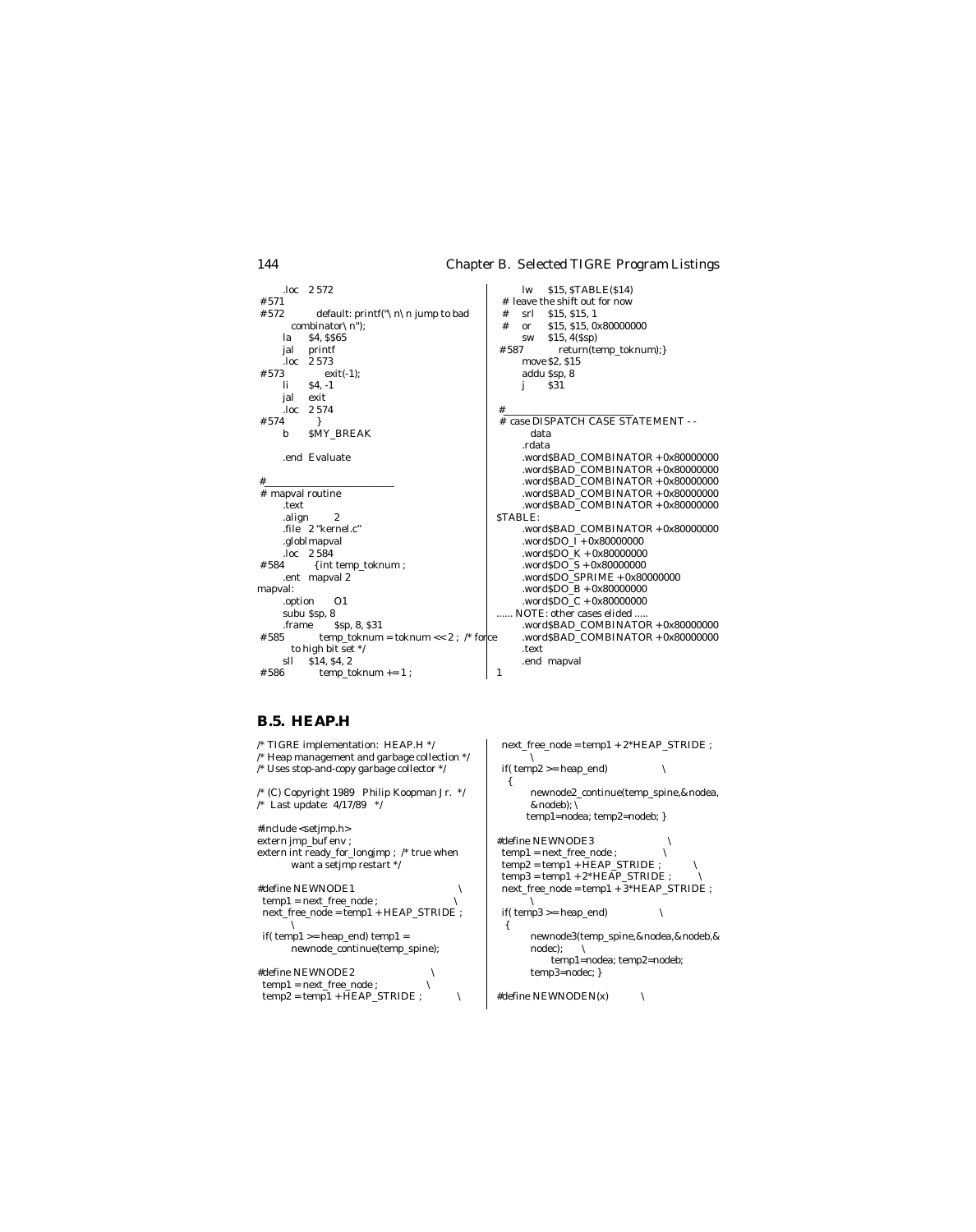```
        .loc    2 572
 #571
 #572           default: printf("\n\n jump to bad
         combinator\n");
        la      $4, $$65
        jal     printf
        .loc    2 573
 #573               exit(-1);
        li      $4, -1
        jal     exit
        .loc    2 574
 #574          }
        b       $MY_BREAK

        .end  Evaluate

#_________________________
 # mapval routine
        .text
        .align      2
        .file   2 "kernel.c"
        .globl mapval
        .loc    2 584
 #584          {int temp_toknum ;
        .ent   mapval 2
mapval:
        .option     O1
        subu $sp, 8
        .frame      $sp, 8, $31
 #585           temp_toknum = toknum << 2 ;  /* force
         to high bit set */
        sll     $14, $4, 2
 #586           temp_toknum += 1 ;
        lw      $15, $TABLE($14)
 # leave the shift out for now
 #      srl     $15, $15, 1
 #      or      $15, $15, 0x80000000
        sw      $15, 4($sp)
 #587           return(temp_toknum);}
        move $2, $15
        addu $sp, 8
        j       $31

#_________________________
 # case DISPATCH CASE STATEMENT - -
          data
        .rdata
        .word$BAD_COMBINATOR + 0x80000000
        .word$BAD_COMBINATOR + 0x80000000
        .word$BAD_COMBINATOR + 0x80000000
        .word$BAD_COMBINATOR + 0x80000000
        .word$BAD_COMBINATOR + 0x80000000
$TABLE:
        .word$BAD_COMBINATOR + 0x80000000
        .word$DO_I + 0x80000000
        .word$DO_K + 0x80000000
        .word$DO_S + 0x80000000
        .word$DO_SPRIME + 0x80000000
        .word$DO_B + 0x80000000
        .word$DO_C + 0x80000000
...... NOTE: other cases elided .....
        .word$BAD_COMBINATOR + 0x80000000
        .word$BAD_COMBINATOR + 0x80000000
        .text
        .end  mapval
1
```

## B.5. HEAP.H

```
/* TIGRE implementation:  HEAP.H */
/* Heap management and garbage collection */
/* Uses stop-and-copy garbage collector */

/* (C) Copyright 1989   Philip Koopman Jr.  */
/*  Last update:  4/17/89   */

#include <setjmp.h>
extern jmp_buf env ;
extern int ready_for_longjmp ;  /* true when
          want a setjmp restart */

#define NEWNODE1                                 \
 temp1 = next_free_node ;                        \
 next_free_node = temp1 + HEAP_STRIDE ;          \
 if( temp1 >= heap_end) temp1 =
          newnode_continue(temp_spine);

#define NEWNODE2                        \
 temp1 = next_free_node ;               \
 temp2 = temp1 + HEAP_STRIDE ;          \
 next_free_node = temp1 + 2*HEAP_STRIDE ;   \
 if( temp2 >= heap_end)                 \
   {
          newnode2_continue(temp_spine,&nodea,
          &nodeb); \
         temp1=nodea; temp2=nodeb; }

#define NEWNODE3                        \
 temp1 = next_free_node ;               \
 temp2 = temp1 + HEAP_STRIDE ;          \
 temp3 = temp1 + 2*HEAP_STRIDE ;        \
 next_free_node = temp1 + 3*HEAP_STRIDE ;   \
 if( temp3 >= heap_end)                 \
  {
          newnode3(temp_spine,&nodea,&nodeb,&
          nodec);      \
                temp1=nodea; temp2=nodeb;
          temp3=nodec; }

#define NEWNODEN(x)           \
```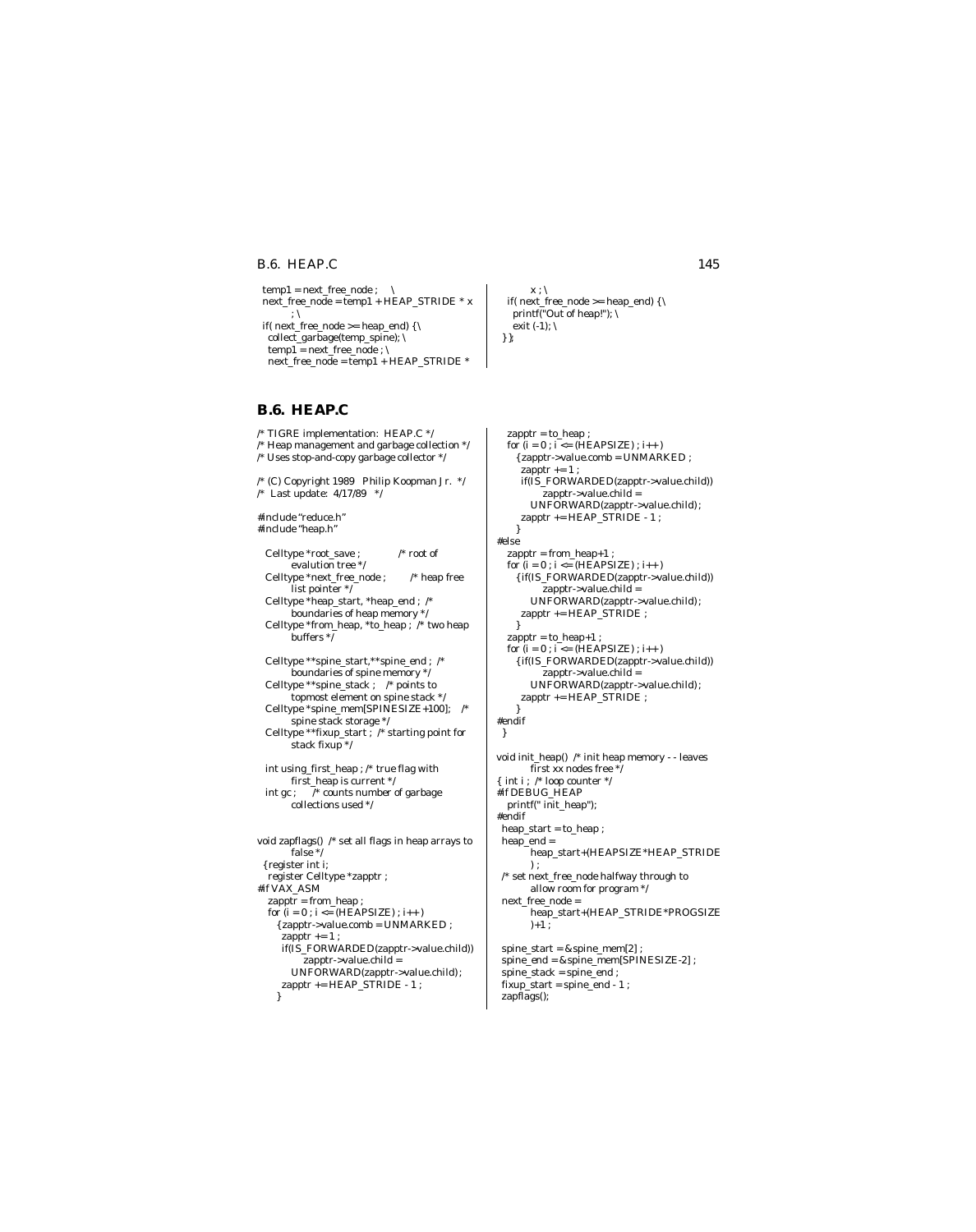```
 temp1 = next_free_node ;     \
 next_free_node = temp1 + HEAP_STRIDE * x
         ; \
 if( next_free_node >= heap_end) { \
   collect_garbage(temp_spine); \
   temp1 = next_free_node ; \
   next_free_node = temp1 + HEAP_STRIDE *
         x ; \
   if( next_free_node >= heap_end) { \
     printf("Out of heap!"); \
     exit (-1); \
 } }
```

## B.6. HEAP.C

```
/* TIGRE implementation:  HEAP.C */
/* Heap management and garbage collection */
/* Uses stop-and-copy garbage collector */

/* (C) Copyright 1989   Philip Koopman Jr.  */
/*  Last update:  4/17/89   */

#include "reduce.h"
#include "heap.h"

  Celltype *root_save ;             /* root of
          evalution tree */
  Celltype *next_free_node ;        /* heap free
          list pointer */
  Celltype *heap_start, *heap_end ;  /*
          boundaries of heap memory */
  Celltype *from_heap, *to_heap ;  /* two heap
          buffers */

  Celltype **spine_start,**spine_end ;  /*
          boundaries of spine memory */
  Celltype **spine_stack ;    /* points to
          topmost element on spine stack */
  Celltype *spine_mem[SPINESIZE+100];    /*
          spine stack storage */
  Celltype **fixup_start ;  /* starting point for
          stack fixup */

  int using_first_heap ; /* true flag with
          first_heap is current */
  int gc ;      /* counts number of garbage
          collections used */


void zapflags()  /* set all flags in heap arrays to
          false */
 { register int i;
   register Celltype *zapptr ;
#if VAX_ASM
   zapptr = from_heap ;
   for (i = 0 ; i <= (HEAPSIZE) ; i++)
     { zapptr->value.comb = UNMARKED ;
       zapptr += 1 ;
       if(IS_FORWARDED(zapptr->value.child))
             zapptr->value.child =
          UNFORWARD(zapptr->value.child);
       zapptr += HEAP_STRIDE - 1 ;
     }
   zapptr = to_heap ;
   for (i = 0 ; i <= (HEAPSIZE) ; i++)
     { zapptr->value.comb = UNMARKED ;
       zapptr += 1 ;
       if(IS_FORWARDED(zapptr->value.child))
             zapptr->value.child =
          UNFORWARD(zapptr->value.child);
       zapptr += HEAP_STRIDE - 1 ;
     }
#else
   zapptr = from_heap+1 ;
   for (i = 0 ; i <= (HEAPSIZE) ; i++)
     { if(IS_FORWARDED(zapptr->value.child))
             zapptr->value.child =
          UNFORWARD(zapptr->value.child);
       zapptr += HEAP_STRIDE ;
     }
   zapptr = to_heap+1 ;
   for (i = 0 ; i <= (HEAPSIZE) ; i++)
     { if(IS_FORWARDED(zapptr->value.child))
             zapptr->value.child =
          UNFORWARD(zapptr->value.child);
       zapptr += HEAP_STRIDE ;
     }
#endif
 }

void init_heap()  /* init heap memory - - leaves
          first xx nodes free */
{ int i ;  /* loop counter */
#if DEBUG_HEAP
   printf(" init_heap");
#endif
  heap_start = to_heap ;
  heap_end =
          heap_start+(HEAPSIZE*HEAP_STRIDE
          ) ;
  /* set next_free_node halfway through to
          allow room for program */
  next_free_node =
          heap_start+(HEAP_STRIDE*PROGSIZE
          )+1 ;

  spine_start = &spine_mem[2] ;
  spine_end = &spine_mem[SPINESIZE-2] ;
  spine_stack = spine_end ;
  fixup_start = spine_end - 1 ;
  zapflags();
```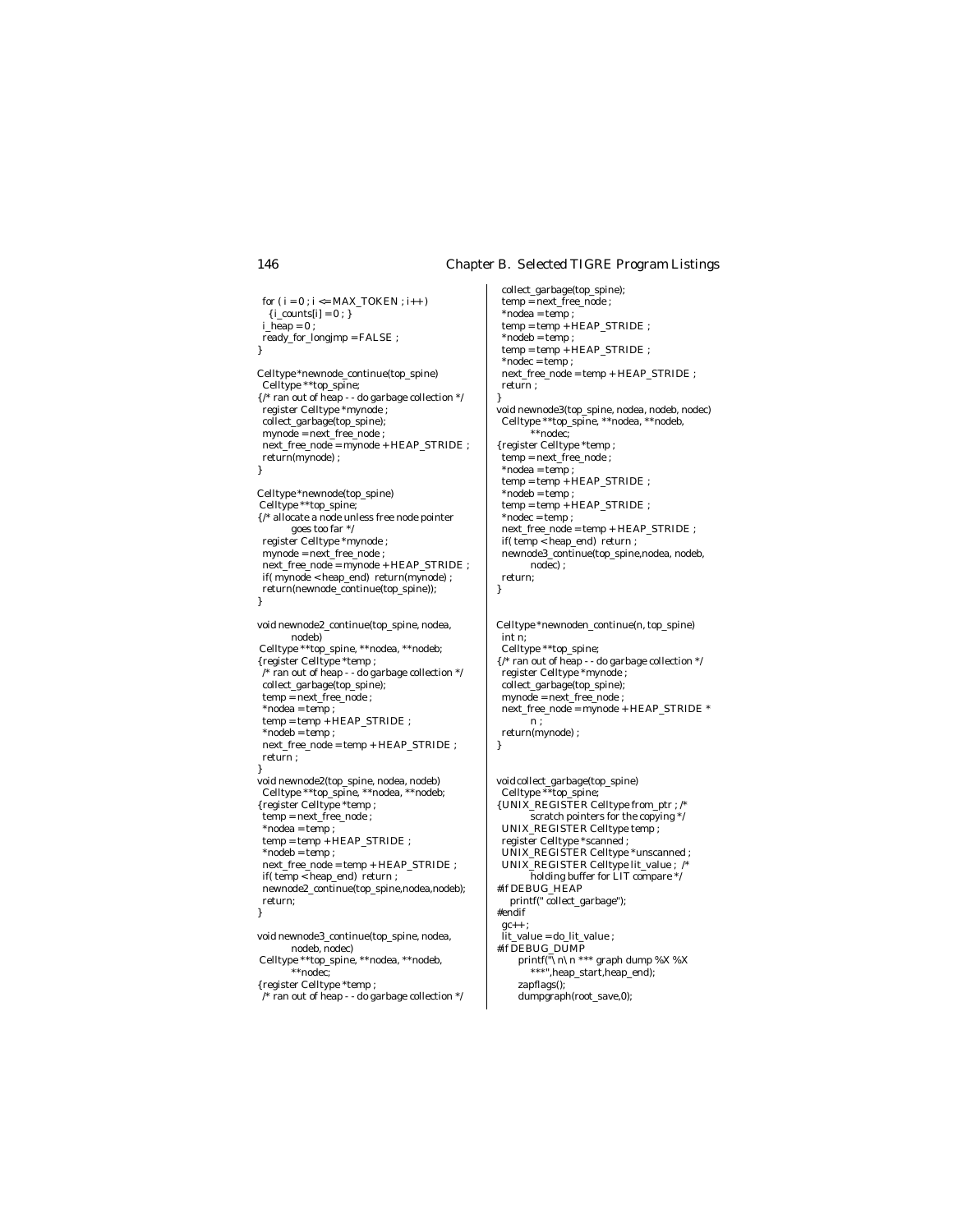```
  for ( i = 0 ; i <= MAX_TOKEN ; i++ )
    { i_counts[i] = 0 ; }
  i_heap = 0 ;
  ready_for_longjmp = FALSE ;
}

Celltype *newnode_continue(top_spine)
  Celltype **top_spine;
{/* ran out of heap - - do garbage collection */
  register Celltype *mynode ;
  collect_garbage(top_spine);
  mynode = next_free_node ;
  next_free_node = mynode + HEAP_STRIDE ;
  return(mynode) ;
}

Celltype *newnode(top_spine)
 Celltype **top_spine;
{/* allocate a node unless free node pointer
          goes too far */
  register Celltype *mynode ;
  mynode = next_free_node ;
  next_free_node = mynode + HEAP_STRIDE ;
  if( mynode < heap_end)  return(mynode) ;
  return(newnode_continue(top_spine));
}

void newnode2_continue(top_spine, nodea,
          nodeb)
 Celltype **top_spine, **nodea, **nodeb;
{register Celltype *temp ;
  /* ran out of heap - - do garbage collection */
  collect_garbage(top_spine);
  temp = next_free_node ;
  *nodea = temp ;
  temp = temp + HEAP_STRIDE ;
  *nodeb = temp ;
  next_free_node = temp + HEAP_STRIDE ;
  return ;
}
void newnode2(top_spine, nodea, nodeb)
  Celltype **top_spine, **nodea, **nodeb;
{register Celltype *temp ;
  temp = next_free_node ;
  *nodea = temp ;
  temp = temp + HEAP_STRIDE ;
  *nodeb = temp ;
  next_free_node = temp + HEAP_STRIDE ;
  if( temp < heap_end)  return ;
  newnode2_continue(top_spine,nodea,nodeb);
  return;
}

void newnode3_continue(top_spine, nodea,
          nodeb, nodec)
 Celltype **top_spine, **nodea, **nodeb,
          **nodec;
{register Celltype *temp ;
  /* ran out of heap - - do garbage collection */
  collect_garbage(top_spine);
  temp = next_free_node ;
  *nodea = temp ;
  temp = temp + HEAP_STRIDE ;
  *nodeb = temp ;
  temp = temp + HEAP_STRIDE ;
  *nodec = temp ;
  next_free_node = temp + HEAP_STRIDE ;
  return ;
}
void newnode3(top_spine, nodea, nodeb, nodec)
  Celltype **top_spine, **nodea, **nodeb,
          **nodec;
{register Celltype *temp ;
  temp = next_free_node ;
  *nodea = temp ;
  temp = temp + HEAP_STRIDE ;
  *nodeb = temp ;
  temp = temp + HEAP_STRIDE ;
  *nodec = temp ;
  next_free_node = temp + HEAP_STRIDE ;
  if( temp < heap_end)  return ;
  newnode3_continue(top_spine,nodea, nodeb,
          nodec) ;
  return;
}


Celltype *newnoden_continue(n, top_spine)
  int n;
  Celltype **top_spine;
{/* ran out of heap - - do garbage collection */
  register Celltype *mynode ;
  collect_garbage(top_spine);
  mynode = next_free_node ;
  next_free_node = mynode + HEAP_STRIDE *
          n ;
  return(mynode) ;
}


void collect_garbage(top_spine)
  Celltype **top_spine;
{UNIX_REGISTER Celltype from_ptr ; /*
          scratch pointers for the copying */
  UNIX_REGISTER Celltype temp ;
  register Celltype *scanned ;
  UNIX_REGISTER Celltype *unscanned ;
  UNIX_REGISTER Celltype lit_value ;  /*
          holding buffer for LIT compare */
#if DEBUG_HEAP
    printf(" collect_garbage");
#endif
  gc++ ;
  lit_value = do_lit_value ;
#if DEBUG_DUMP
      printf("\n\n *** graph dump %X %X
          ***",heap_start,heap_end);
      zapflags();
      dumpgraph(root_save,0);
```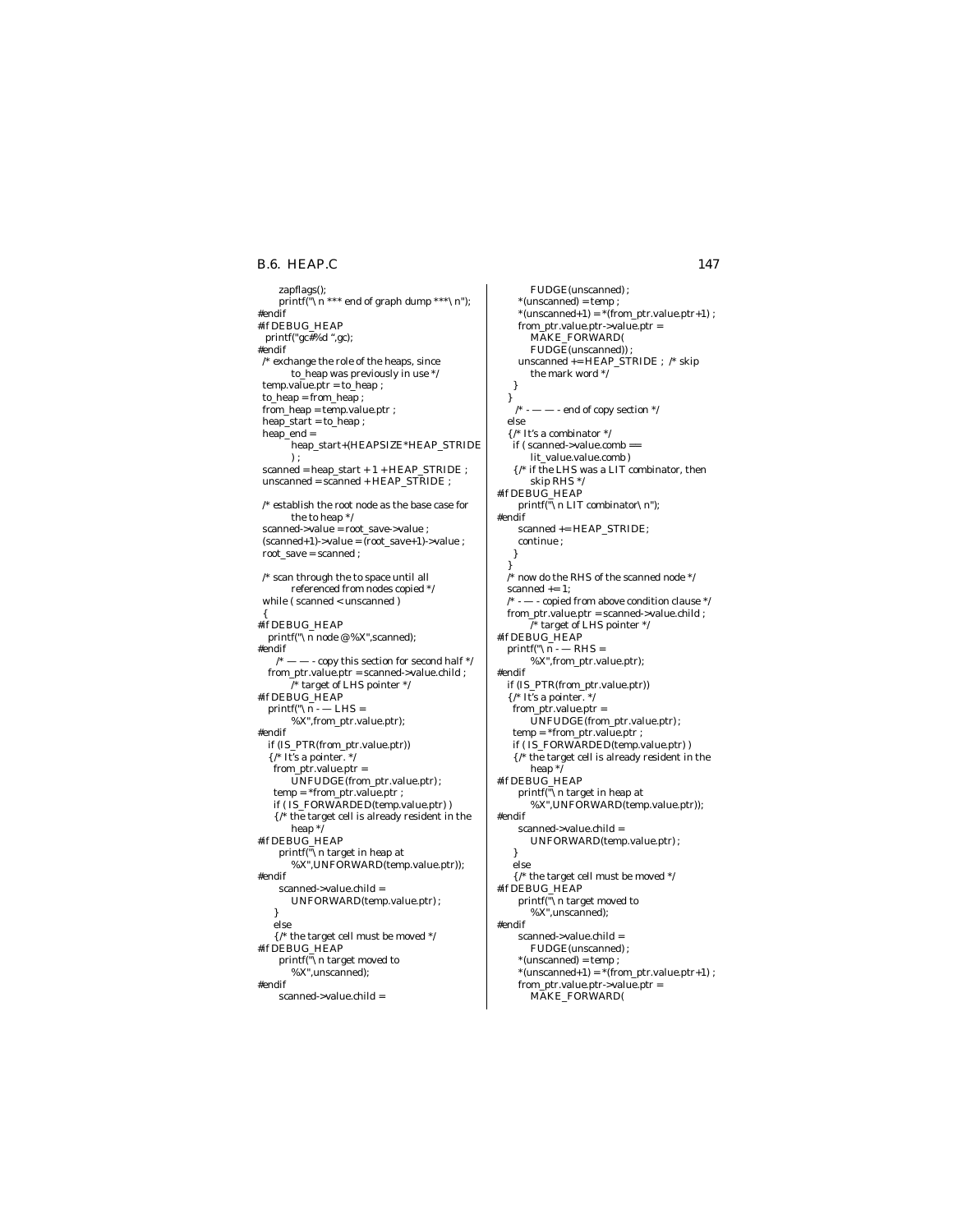```c
      zapflags();
      printf("\n *** end of graph dump ***\n");
#endif
#if DEBUG_HEAP
  printf("gc#%d ",gc);
#endif
  /* exchange the role of the heaps, since
         to_heap was previously in use */
  temp.value.ptr = to_heap ;
  to_heap = from_heap ;
  from_heap = temp.value.ptr ;
  heap_start = to_heap ;
  heap_end =
         heap_start+(HEAPSIZE*HEAP_STRIDE
         ) ;
  scanned = heap_start + 1 + HEAP_STRIDE ;
  unscanned = scanned + HEAP_STRIDE ;

  /* establish the root node as the base case for
         the to heap */
  scanned->value = root_save->value ;
  (scanned+1)->value = (root_save+1)->value ;
  root_save = scanned ;

  /* scan through the to space until all
         referenced from nodes copied */
  while ( scanned < unscanned )
  {
#if DEBUG_HEAP
    printf("\n node @%X",scanned);
#endif
      /* — — - copy this section for second half */
    from_ptr.value.ptr = scanned->value.child ;
         /* target of LHS pointer */
#if DEBUG_HEAP
    printf("\n - — LHS =
         %X",from_ptr.value.ptr);
#endif
    if (IS_PTR(from_ptr.value.ptr))
    {/* It's a pointer. */
      from_ptr.value.ptr =
         UNFUDGE(from_ptr.value.ptr) ;
      temp = *from_ptr.value.ptr ;
      if ( IS_FORWARDED(temp.value.ptr) )
      {/* the target cell is already resident in the
         heap */
#if DEBUG_HEAP
        printf("\n target in heap at
         %X",UNFORWARD(temp.value.ptr));
#endif
        scanned->value.child =
         UNFORWARD(temp.value.ptr) ;
      }
      else
      {/* the target cell must be moved */
#if DEBUG_HEAP
        printf("\n target moved to
         %X",unscanned);
#endif
        scanned->value.child =
         FUDGE(unscanned) ;
        *(unscanned) = temp ;
        *(unscanned+1) = *(from_ptr.value.ptr+1) ;
        from_ptr.value.ptr->value.ptr =
         MAKE_FORWARD(
         FUDGE(unscanned)) ;
        unscanned += HEAP_STRIDE ;  /* skip
         the mark word */
      }
    }
      /* - — — - end of copy section */
    else
    {/* It's a combinator */
      if ( scanned->value.comb ==
         lit_value.value.comb )
      {/* if the LHS was a LIT combinator, then
         skip RHS */
#if DEBUG_HEAP
        printf("\n LIT combinator\n");
#endif
        scanned += HEAP_STRIDE;
        continue ;
      }
    }
    /* now do the RHS of the scanned node */
    scanned += 1;
    /* - — - copied from above condition clause */
    from_ptr.value.ptr = scanned->value.child ;
         /* target of LHS pointer */
#if DEBUG_HEAP
    printf("\n - — RHS =
         %X",from_ptr.value.ptr);
#endif
    if (IS_PTR(from_ptr.value.ptr))
    {/* It's a pointer. */
      from_ptr.value.ptr =
         UNFUDGE(from_ptr.value.ptr) ;
      temp = *from_ptr.value.ptr ;
      if ( IS_FORWARDED(temp.value.ptr) )
      {/* the target cell is already resident in the
         heap */
#if DEBUG_HEAP
        printf("\n target in heap at
         %X",UNFORWARD(temp.value.ptr));
#endif
        scanned->value.child =
         UNFORWARD(temp.value.ptr) ;
      }
      else
      {/* the target cell must be moved */
#if DEBUG_HEAP
        printf("\n target moved to
         %X",unscanned);
#endif
        scanned->value.child =
         FUDGE(unscanned) ;
        *(unscanned) = temp ;
        *(unscanned+1) = *(from_ptr.value.ptr+1) ;
        from_ptr.value.ptr->value.ptr =
         MAKE_FORWARD(
```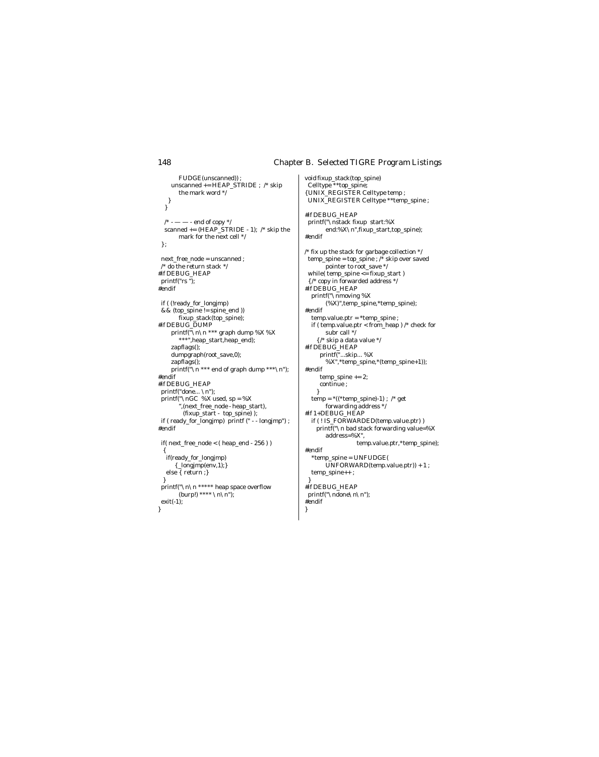```
          FUDGE(unscanned)) ;
      unscanned += HEAP_STRIDE ;  /* skip
          the mark word */
    }
  }

  /* - — — - end of copy */
  scanned += (HEAP_STRIDE - 1);  /* skip the
          mark for the next cell */
 };

 next_free_node = unscanned ;
 /* do the return stack */
#if DEBUG_HEAP
 printf("rs ");
#endif

 if ( (!ready_for_longjmp)
 && (top_spine != spine_end ))
          fixup_stack(top_spine);
#if DEBUG_DUMP
      printf("\n\n *** graph dump %X %X
          ***",heap_start,heap_end);
      zapflags();
      dumpgraph(root_save,0);
      zapflags();
      printf("\n *** end of graph dump ***\n");
#endif
#if DEBUG_HEAP
 printf("done... \n");
 printf("\nGC  %X used, sp = %X
          ",(next_free_node - heap_start),
            (fixup_start -  top_spine) );
 if ( ready_for_longjmp)  printf (" - - longjmp") ;
#endif

 if( next_free_node < ( heap_end - 256 ) )
  {
   if(ready_for_longjmp)
        {_longjmp(env,1);}
   else { return ;}
  }
 printf("\n\n ***** heap space overflow
          (burp!) **** \n\n");
 exit(-1);
}
```

```
void fixup_stack(top_spine)
  Celltype **top_spine;
{UNIX_REGISTER Celltype temp ;
 UNIX_REGISTER Celltype **temp_spine ;

#if DEBUG_HEAP
 printf("\nstack fixup  start:%X
          end:%X\n",fixup_start,top_spine);
#endif

/* fix up the stack for garbage collection */
 temp_spine = top_spine ; /* skip over saved
          pointer to root_save */
 while( temp_spine <= fixup_start )
 {/* copy in forwarded address */
#if DEBUG_HEAP
   printf("\nmoving %X
          (%X)",temp_spine,*temp_spine);
#endif
   temp.value.ptr = *temp_spine ;
   if ( temp.value.ptr < from_heap ) /* check for
          subr call */
     {/* skip a data value */
#if DEBUG_HEAP
       printf("...skip... %X
          %X",*temp_spine,*(temp_spine+1));
#endif
       temp_spine += 2;
       continue ;
     }
   temp = *((*temp_spine)-1) ;  /* get
          forwarding address */
#if 1+DEBUG_HEAP
   if ( ! IS_FORWARDED(temp.value.ptr) )
     printf("\n bad stack forwarding value=%X
          address=%X",
                    temp.value.ptr,*temp_spine);
#endif
   *temp_spine = UNFUDGE(
          UNFORWARD(temp.value.ptr)) + 1 ;
   temp_spine++ ;
 }
#if DEBUG_HEAP
 printf("\ndone\n\n");
#endif
}
```